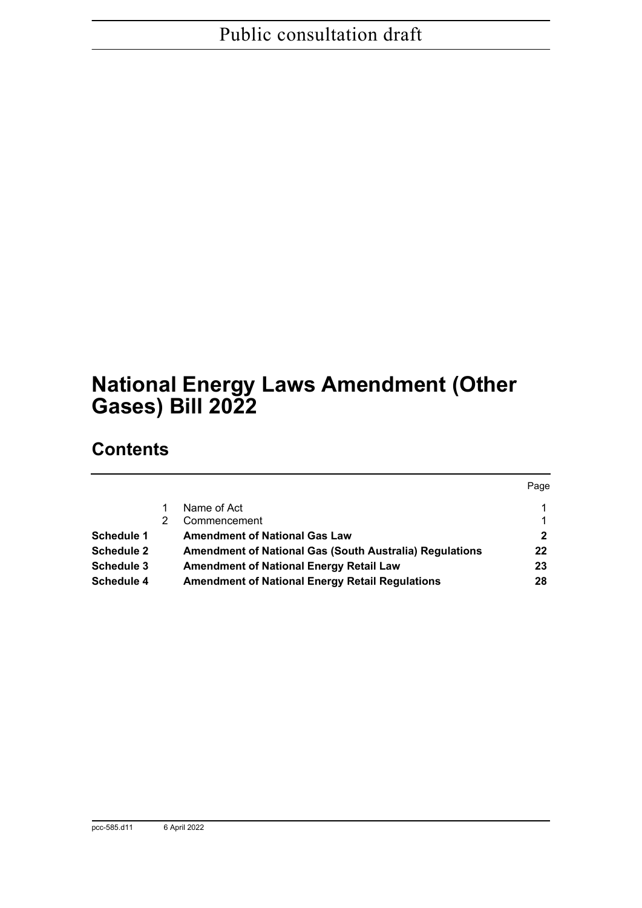Public consultation draft

# National Energy Laws Amendment (Other Gases) Bill 2022

## Contents

| | | | Page |
|---|---|---|---|
| | 1 | Name of Act | 1 |
| | 2 | Commencement | 1 |
| **Schedule 1** | | **Amendment of National Gas Law** | **2** |
| **Schedule 2** | | **Amendment of National Gas (South Australia) Regulations** | **22** |
| **Schedule 3** | | **Amendment of National Energy Retail Law** | **23** |
| **Schedule 4** | | **Amendment of National Energy Retail Regulations** | **28** |

pcc-585.d11 6 April 2022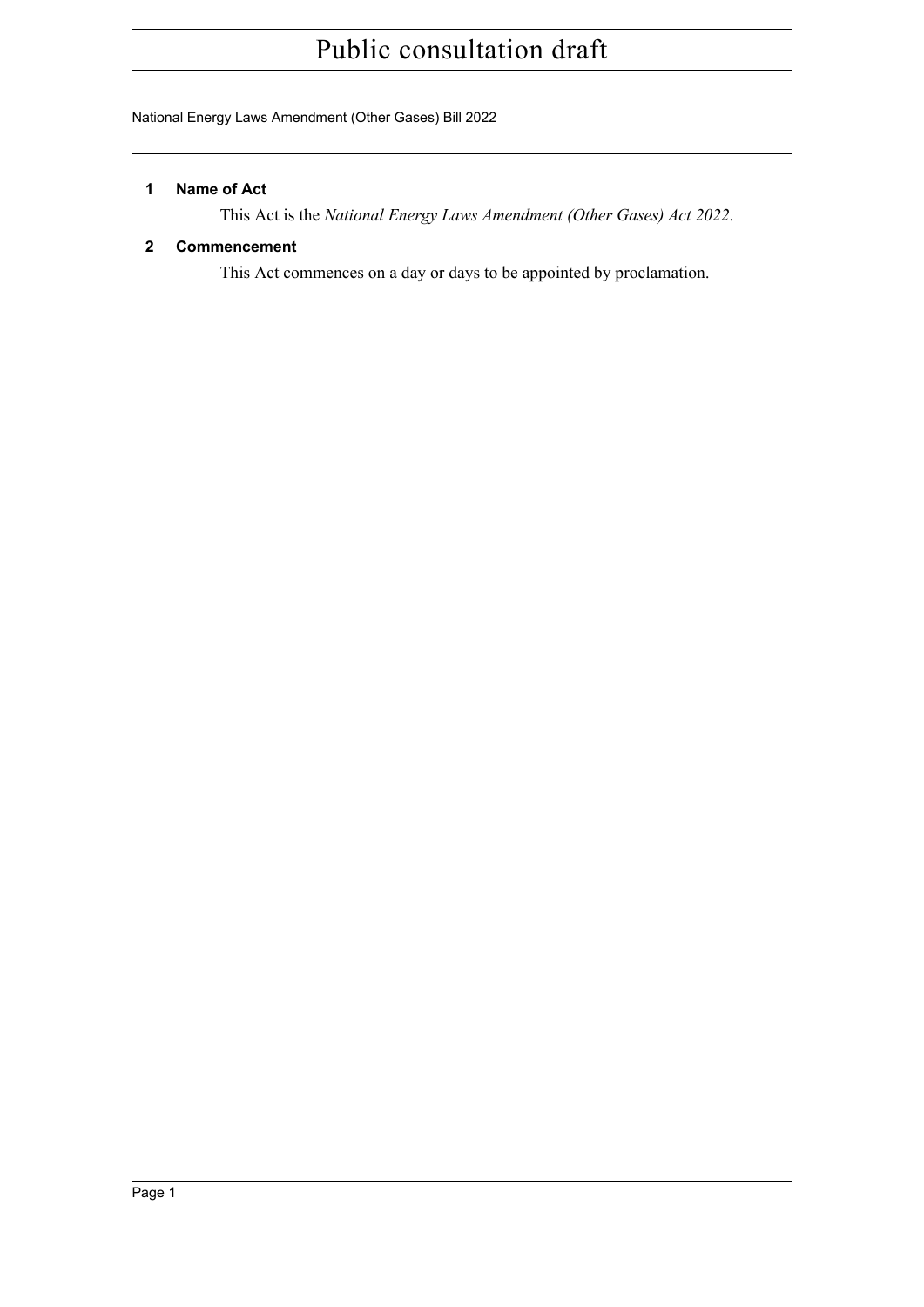## 1 Name of Act

This Act is the *National Energy Laws Amendment (Other Gases) Act 2022*.

## 2 Commencement

This Act commences on a day or days to be appointed by proclamation.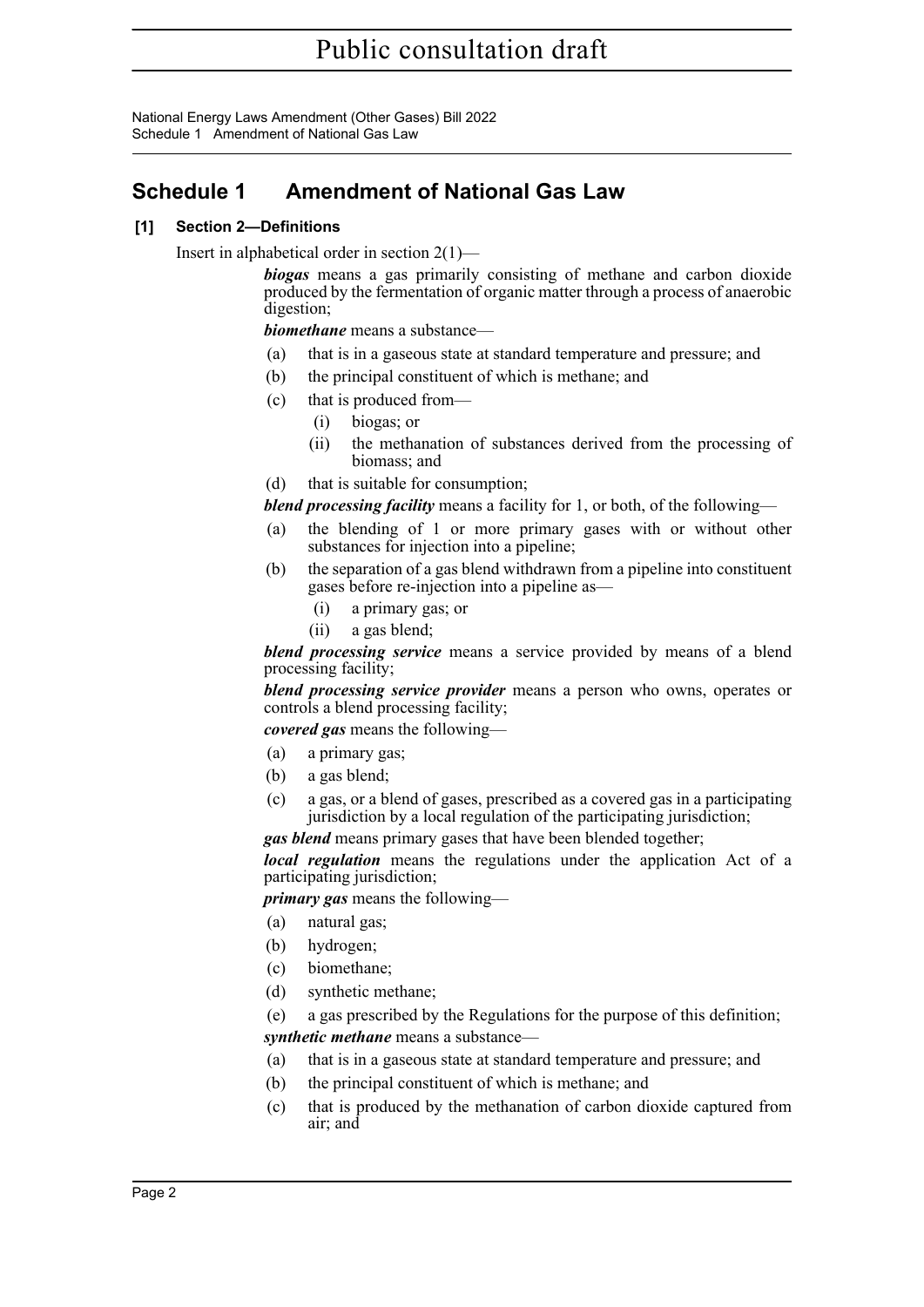## Schedule 1 Amendment of National Gas Law

### [1] Section 2—Definitions

Insert in alphabetical order in section 2(1)—

***biogas*** means a gas primarily consisting of methane and carbon dioxide produced by the fermentation of organic matter through a process of anaerobic digestion;

***biomethane*** means a substance—

- (a) that is in a gaseous state at standard temperature and pressure; and
- (b) the principal constituent of which is methane; and
- (c) that is produced from—
  - (i) biogas; or
  - (ii) the methanation of substances derived from the processing of biomass; and
- (d) that is suitable for consumption;

***blend processing facility*** means a facility for 1, or both, of the following—

- (a) the blending of 1 or more primary gases with or without other substances for injection into a pipeline;
- (b) the separation of a gas blend withdrawn from a pipeline into constituent gases before re-injection into a pipeline as—
  - (i) a primary gas; or
  - (ii) a gas blend;

***blend processing service*** means a service provided by means of a blend processing facility;

***blend processing service provider*** means a person who owns, operates or controls a blend processing facility;

***covered gas*** means the following—

- (a) a primary gas;
- (b) a gas blend;
- (c) a gas, or a blend of gases, prescribed as a covered gas in a participating jurisdiction by a local regulation of the participating jurisdiction;

***gas blend*** means primary gases that have been blended together;

***local regulation*** means the regulations under the application Act of a participating jurisdiction;

***primary gas*** means the following—

- (a) natural gas;
- (b) hydrogen;
- (c) biomethane;
- (d) synthetic methane;
- (e) a gas prescribed by the Regulations for the purpose of this definition;

***synthetic methane*** means a substance—

- (a) that is in a gaseous state at standard temperature and pressure; and
- (b) the principal constituent of which is methane; and
- (c) that is produced by the methanation of carbon dioxide captured from air; and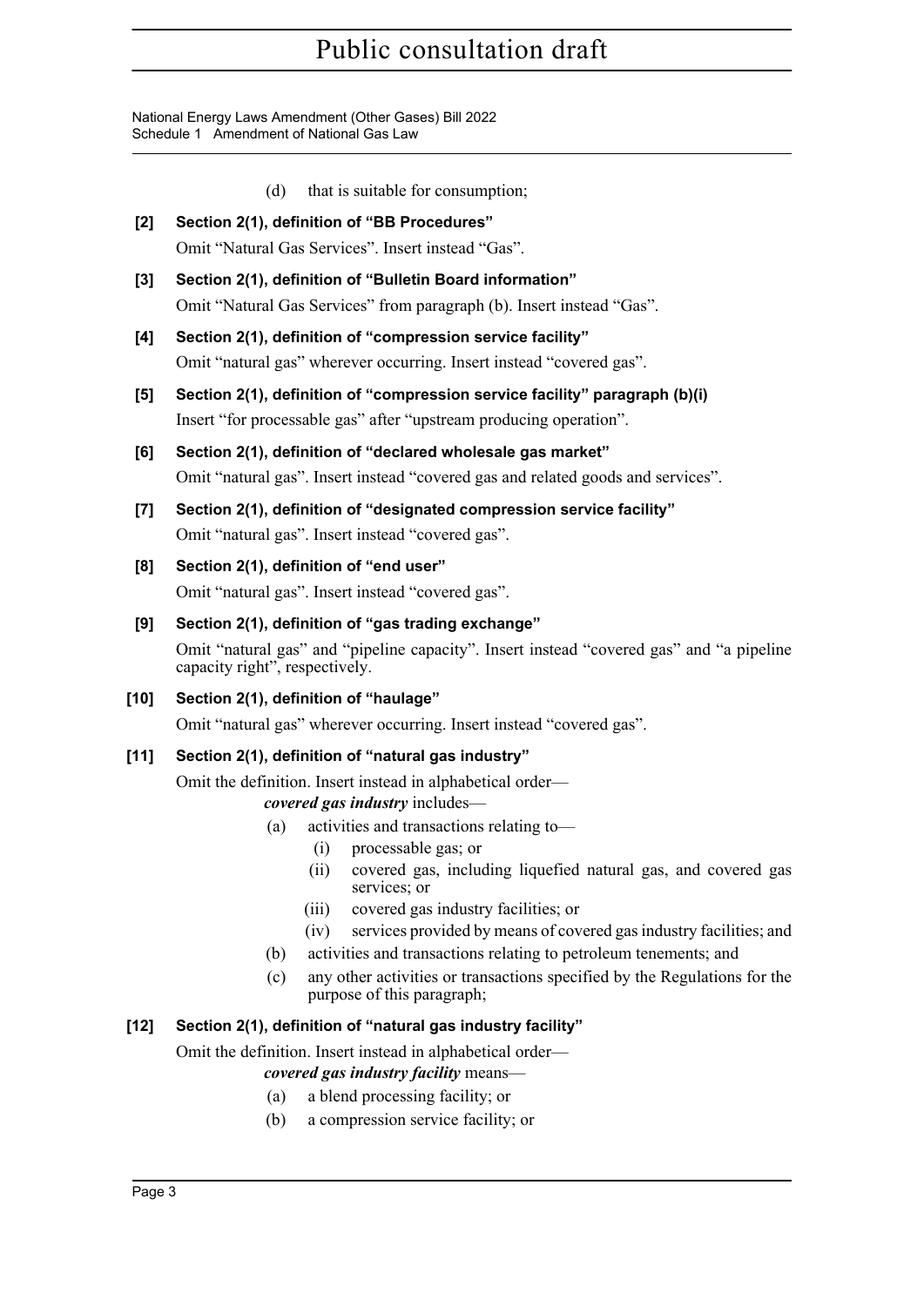(d) that is suitable for consumption;

**[2] Section 2(1), definition of "BB Procedures"**

Omit "Natural Gas Services". Insert instead "Gas".

**[3] Section 2(1), definition of "Bulletin Board information"**

Omit "Natural Gas Services" from paragraph (b). Insert instead "Gas".

**[4] Section 2(1), definition of "compression service facility"**

Omit "natural gas" wherever occurring. Insert instead "covered gas".

**[5] Section 2(1), definition of "compression service facility" paragraph (b)(i)**

Insert "for processable gas" after "upstream producing operation".

**[6] Section 2(1), definition of "declared wholesale gas market"**

Omit "natural gas". Insert instead "covered gas and related goods and services".

**[7] Section 2(1), definition of "designated compression service facility"**

Omit "natural gas". Insert instead "covered gas".

**[8] Section 2(1), definition of "end user"**

Omit "natural gas". Insert instead "covered gas".

**[9] Section 2(1), definition of "gas trading exchange"**

Omit "natural gas" and "pipeline capacity". Insert instead "covered gas" and "a pipeline capacity right", respectively.

**[10] Section 2(1), definition of "haulage"**

Omit "natural gas" wherever occurring. Insert instead "covered gas".

**[11] Section 2(1), definition of "natural gas industry"**

Omit the definition. Insert instead in alphabetical order—

***covered gas industry*** includes—

(a) activities and transactions relating to—

(i) processable gas; or

(ii) covered gas, including liquefied natural gas, and covered gas services; or

(iii) covered gas industry facilities; or

(iv) services provided by means of covered gas industry facilities; and

(b) activities and transactions relating to petroleum tenements; and

(c) any other activities or transactions specified by the Regulations for the purpose of this paragraph;

**[12] Section 2(1), definition of "natural gas industry facility"**

Omit the definition. Insert instead in alphabetical order—

***covered gas industry facility*** means—

(a) a blend processing facility; or

(b) a compression service facility; or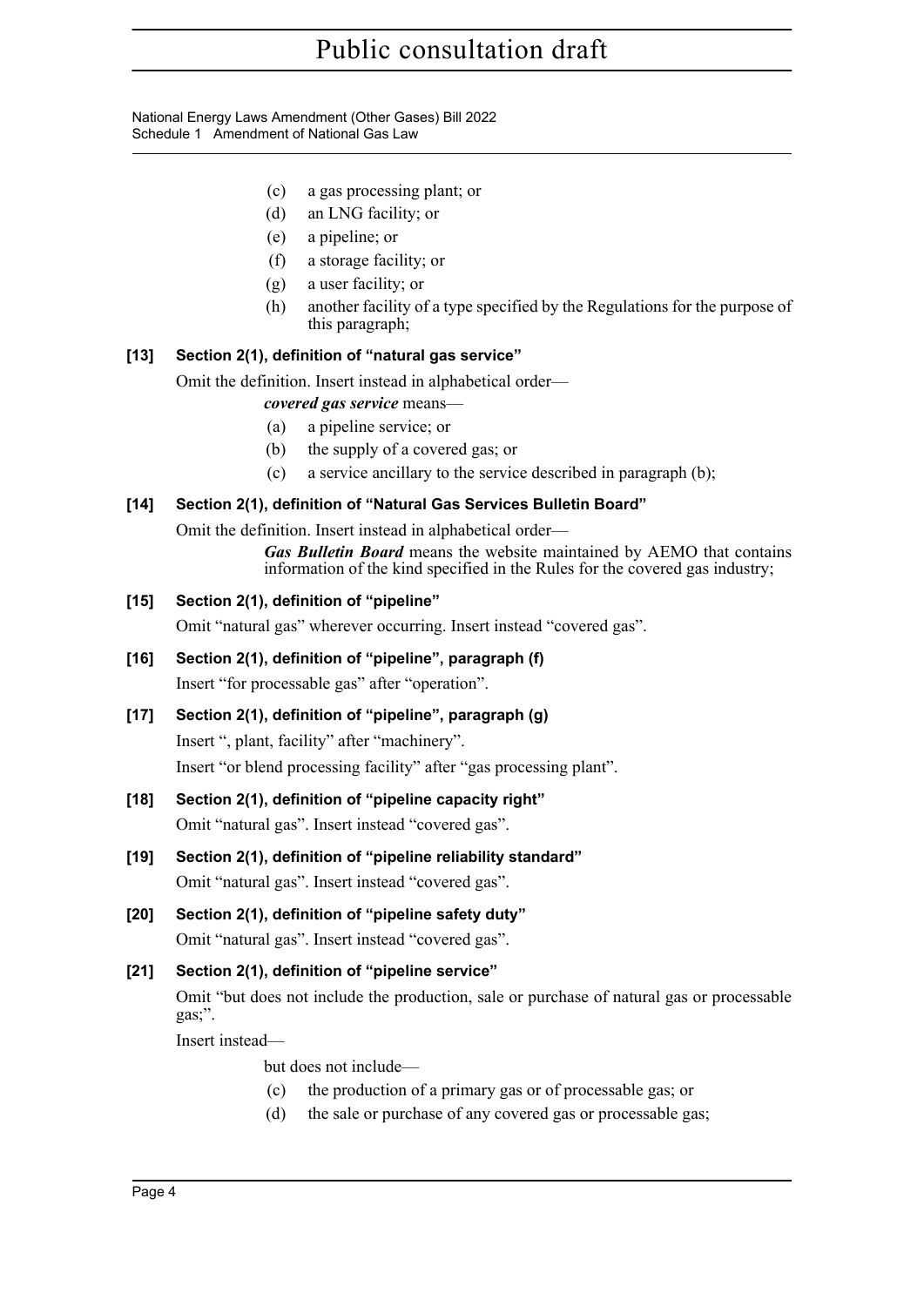(c) a gas processing plant; or

(d) an LNG facility; or

(e) a pipeline; or

(f) a storage facility; or

(g) a user facility; or

(h) another facility of a type specified by the Regulations for the purpose of this paragraph;

**[13] Section 2(1), definition of "natural gas service"**

Omit the definition. Insert instead in alphabetical order—

***covered gas service*** means—

(a) a pipeline service; or

(b) the supply of a covered gas; or

(c) a service ancillary to the service described in paragraph (b);

**[14] Section 2(1), definition of "Natural Gas Services Bulletin Board"**

Omit the definition. Insert instead in alphabetical order—

***Gas Bulletin Board*** means the website maintained by AEMO that contains information of the kind specified in the Rules for the covered gas industry;

**[15] Section 2(1), definition of "pipeline"**

Omit "natural gas" wherever occurring. Insert instead "covered gas".

**[16] Section 2(1), definition of "pipeline", paragraph (f)**

Insert "for processable gas" after "operation".

**[17] Section 2(1), definition of "pipeline", paragraph (g)**

Insert ", plant, facility" after "machinery".

Insert "or blend processing facility" after "gas processing plant".

**[18] Section 2(1), definition of "pipeline capacity right"**

Omit "natural gas". Insert instead "covered gas".

**[19] Section 2(1), definition of "pipeline reliability standard"**

Omit "natural gas". Insert instead "covered gas".

**[20] Section 2(1), definition of "pipeline safety duty"**

Omit "natural gas". Insert instead "covered gas".

**[21] Section 2(1), definition of "pipeline service"**

Omit "but does not include the production, sale or purchase of natural gas or processable gas;".

Insert instead—

but does not include—

(c) the production of a primary gas or of processable gas; or

(d) the sale or purchase of any covered gas or processable gas;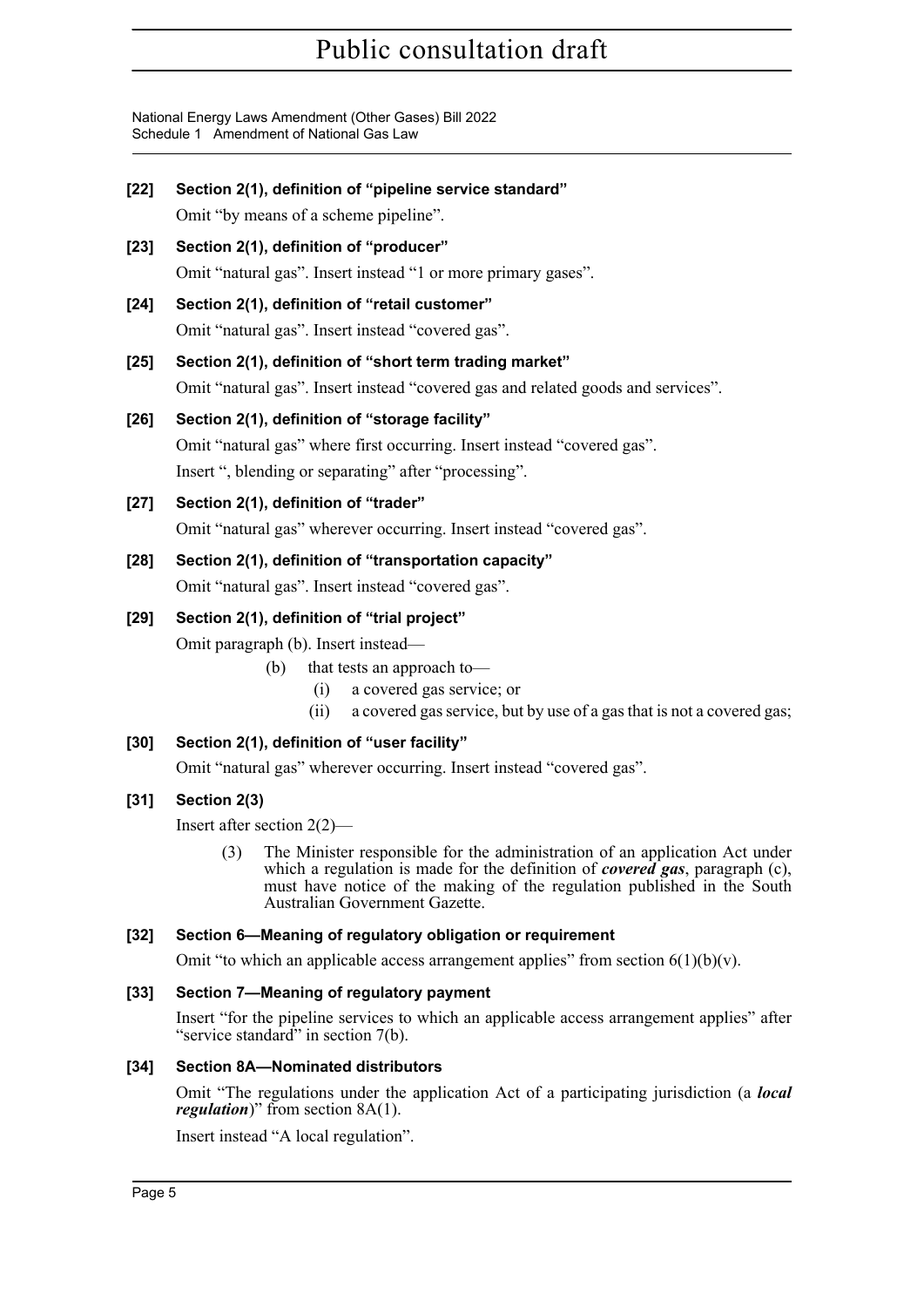**[22] Section 2(1), definition of "pipeline service standard"**

Omit "by means of a scheme pipeline".

**[23] Section 2(1), definition of "producer"**

Omit "natural gas". Insert instead "1 or more primary gases".

**[24] Section 2(1), definition of "retail customer"**

Omit "natural gas". Insert instead "covered gas".

**[25] Section 2(1), definition of "short term trading market"**

Omit "natural gas". Insert instead "covered gas and related goods and services".

**[26] Section 2(1), definition of "storage facility"**

Omit "natural gas" where first occurring. Insert instead "covered gas".

Insert ", blending or separating" after "processing".

**[27] Section 2(1), definition of "trader"**

Omit "natural gas" wherever occurring. Insert instead "covered gas".

**[28] Section 2(1), definition of "transportation capacity"**

Omit "natural gas". Insert instead "covered gas".

**[29] Section 2(1), definition of "trial project"**

Omit paragraph (b). Insert instead—

(b) that tests an approach to—

(i) a covered gas service; or

(ii) a covered gas service, but by use of a gas that is not a covered gas;

**[30] Section 2(1), definition of "user facility"**

Omit "natural gas" wherever occurring. Insert instead "covered gas".

**[31] Section 2(3)**

Insert after section 2(2)—

(3) The Minister responsible for the administration of an application Act under which a regulation is made for the definition of ***covered gas***, paragraph (c), must have notice of the making of the regulation published in the South Australian Government Gazette.

**[32] Section 6—Meaning of regulatory obligation or requirement**

Omit "to which an applicable access arrangement applies" from section 6(1)(b)(v).

**[33] Section 7—Meaning of regulatory payment**

Insert "for the pipeline services to which an applicable access arrangement applies" after "service standard" in section 7(b).

**[34] Section 8A—Nominated distributors**

Omit "The regulations under the application Act of a participating jurisdiction (a ***local regulation***)" from section 8A(1).

Insert instead "A local regulation".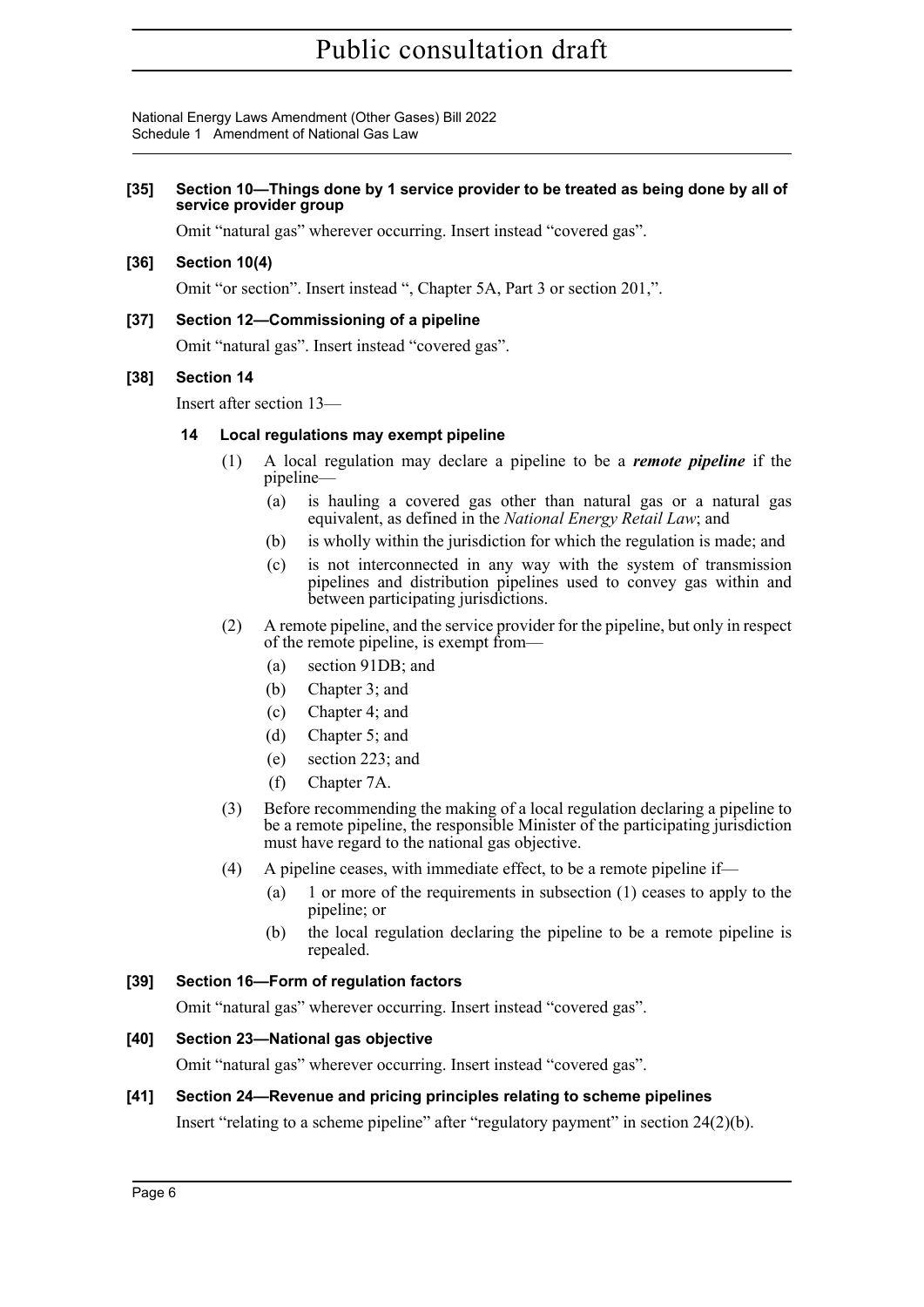**[35] Section 10—Things done by 1 service provider to be treated as being done by all of service provider group**

Omit "natural gas" wherever occurring. Insert instead "covered gas".

**[36] Section 10(4)**

Omit "or section". Insert instead ", Chapter 5A, Part 3 or section 201,".

**[37] Section 12—Commissioning of a pipeline**

Omit "natural gas". Insert instead "covered gas".

**[38] Section 14**

Insert after section 13—

**14 Local regulations may exempt pipeline**

(1) A local regulation may declare a pipeline to be a ***remote pipeline*** if the pipeline—

(a) is hauling a covered gas other than natural gas or a natural gas equivalent, as defined in the *National Energy Retail Law*; and

(b) is wholly within the jurisdiction for which the regulation is made; and

(c) is not interconnected in any way with the system of transmission pipelines and distribution pipelines used to convey gas within and between participating jurisdictions.

(2) A remote pipeline, and the service provider for the pipeline, but only in respect of the remote pipeline, is exempt from—

(a) section 91DB; and

(b) Chapter 3; and

(c) Chapter 4; and

(d) Chapter 5; and

(e) section 223; and

(f) Chapter 7A.

(3) Before recommending the making of a local regulation declaring a pipeline to be a remote pipeline, the responsible Minister of the participating jurisdiction must have regard to the national gas objective.

(4) A pipeline ceases, with immediate effect, to be a remote pipeline if—

(a) 1 or more of the requirements in subsection (1) ceases to apply to the pipeline; or

(b) the local regulation declaring the pipeline to be a remote pipeline is repealed.

**[39] Section 16—Form of regulation factors**

Omit "natural gas" wherever occurring. Insert instead "covered gas".

**[40] Section 23—National gas objective**

Omit "natural gas" wherever occurring. Insert instead "covered gas".

**[41] Section 24—Revenue and pricing principles relating to scheme pipelines**

Insert "relating to a scheme pipeline" after "regulatory payment" in section 24(2)(b).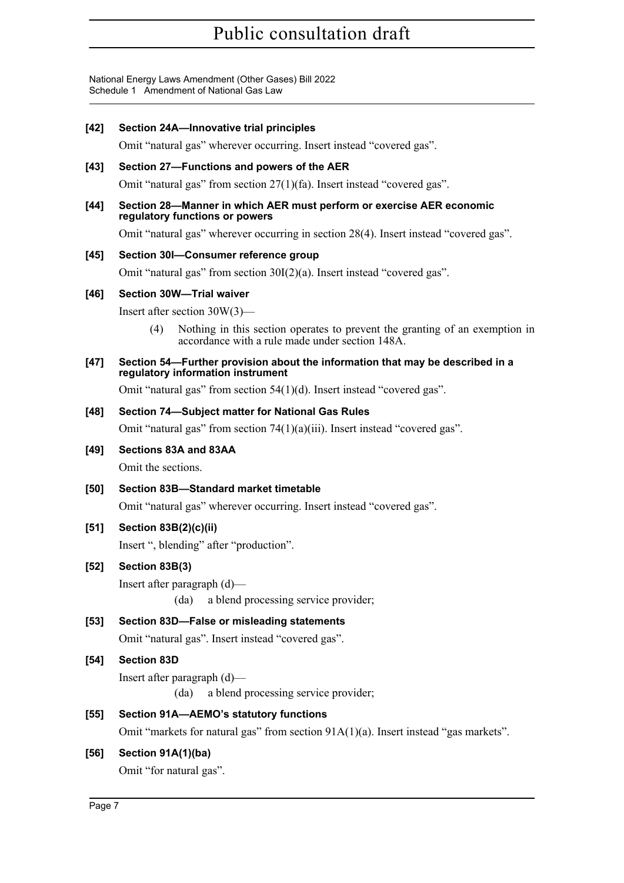#### [42] Section 24A—Innovative trial principles

Omit “natural gas” wherever occurring. Insert instead “covered gas”.

#### [43] Section 27—Functions and powers of the AER

Omit “natural gas” from section 27(1)(fa). Insert instead “covered gas”.

#### [44] Section 28—Manner in which AER must perform or exercise AER economic regulatory functions or powers

Omit “natural gas” wherever occurring in section 28(4). Insert instead “covered gas”.

#### [45] Section 30I—Consumer reference group

Omit “natural gas” from section 30I(2)(a). Insert instead “covered gas”.

#### [46] Section 30W—Trial waiver

Insert after section 30W(3)—

(4) Nothing in this section operates to prevent the granting of an exemption in accordance with a rule made under section 148A.

#### [47] Section 54—Further provision about the information that may be described in a regulatory information instrument

Omit “natural gas” from section 54(1)(d). Insert instead “covered gas”.

#### [48] Section 74—Subject matter for National Gas Rules

Omit “natural gas” from section 74(1)(a)(iii). Insert instead “covered gas”.

#### [49] Sections 83A and 83AA

Omit the sections.

#### [50] Section 83B—Standard market timetable

Omit “natural gas” wherever occurring. Insert instead “covered gas”.

#### [51] Section 83B(2)(c)(ii)

Insert “, blending” after “production”.

#### [52] Section 83B(3)

Insert after paragraph (d)—

(da) a blend processing service provider;

#### [53] Section 83D—False or misleading statements

Omit “natural gas”. Insert instead “covered gas”.

#### [54] Section 83D

Insert after paragraph (d)—

(da) a blend processing service provider;

#### [55] Section 91A—AEMO’s statutory functions

Omit “markets for natural gas” from section 91A(1)(a). Insert instead “gas markets”.

#### [56] Section 91A(1)(ba)

Omit “for natural gas”.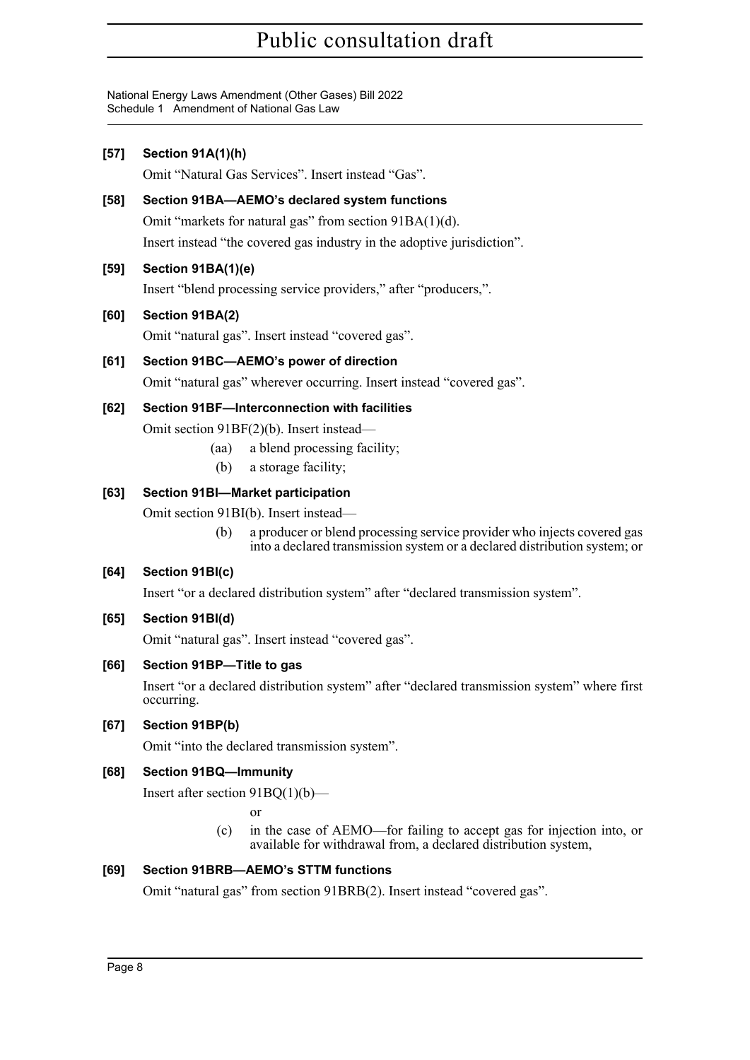**[57] Section 91A(1)(h)**

Omit "Natural Gas Services". Insert instead "Gas".

**[58] Section 91BA—AEMO's declared system functions**

Omit "markets for natural gas" from section 91BA(1)(d).

Insert instead "the covered gas industry in the adoptive jurisdiction".

**[59] Section 91BA(1)(e)**

Insert "blend processing service providers," after "producers,".

**[60] Section 91BA(2)**

Omit "natural gas". Insert instead "covered gas".

**[61] Section 91BC—AEMO's power of direction**

Omit "natural gas" wherever occurring. Insert instead "covered gas".

**[62] Section 91BF—Interconnection with facilities**

Omit section 91BF(2)(b). Insert instead—

> (aa) a blend processing facility;
>
> (b) a storage facility;

**[63] Section 91BI—Market participation**

Omit section 91BI(b). Insert instead—

> (b) a producer or blend processing service provider who injects covered gas into a declared transmission system or a declared distribution system; or

**[64] Section 91BI(c)**

Insert "or a declared distribution system" after "declared transmission system".

**[65] Section 91BI(d)**

Omit "natural gas". Insert instead "covered gas".

**[66] Section 91BP—Title to gas**

Insert "or a declared distribution system" after "declared transmission system" where first occurring.

**[67] Section 91BP(b)**

Omit "into the declared transmission system".

**[68] Section 91BQ—Immunity**

Insert after section 91BQ(1)(b)—

> or
>
> (c) in the case of AEMO—for failing to accept gas for injection into, or available for withdrawal from, a declared distribution system,

**[69] Section 91BRB—AEMO's STTM functions**

Omit "natural gas" from section 91BRB(2). Insert instead "covered gas".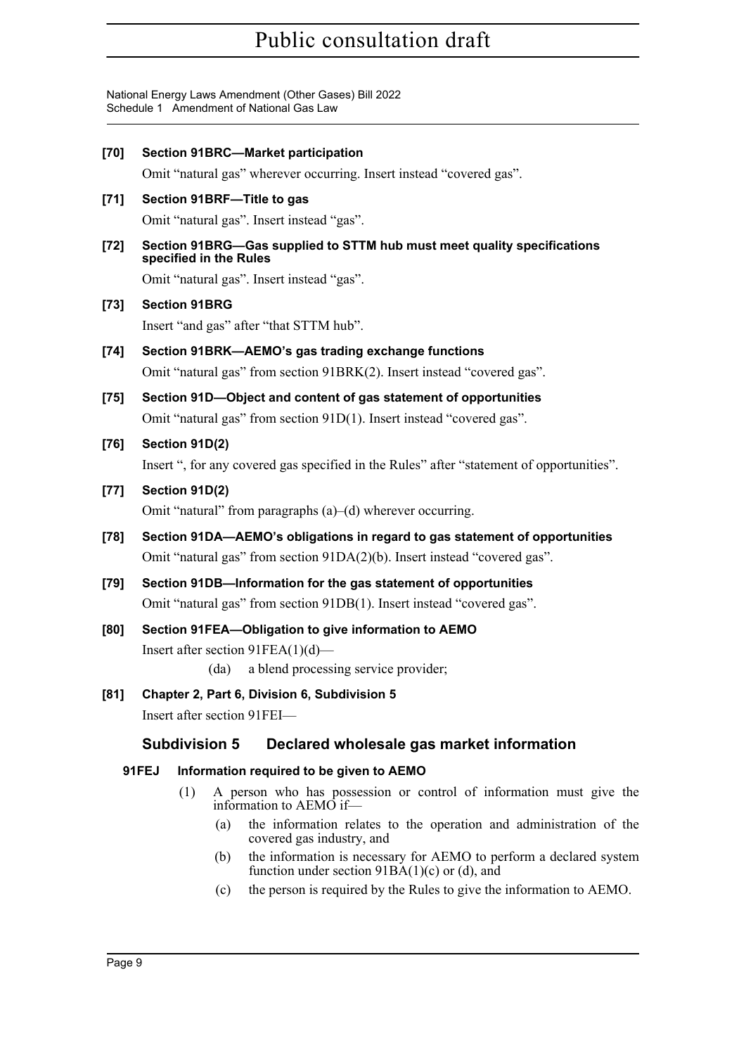**[70] Section 91BRC—Market participation**

Omit "natural gas" wherever occurring. Insert instead "covered gas".

**[71] Section 91BRF—Title to gas**

Omit "natural gas". Insert instead "gas".

**[72] Section 91BRG—Gas supplied to STTM hub must meet quality specifications specified in the Rules**

Omit "natural gas". Insert instead "gas".

**[73] Section 91BRG**

Insert "and gas" after "that STTM hub".

**[74] Section 91BRK—AEMO's gas trading exchange functions**

Omit "natural gas" from section 91BRK(2). Insert instead "covered gas".

**[75] Section 91D—Object and content of gas statement of opportunities**

Omit "natural gas" from section 91D(1). Insert instead "covered gas".

**[76] Section 91D(2)**

Insert ", for any covered gas specified in the Rules" after "statement of opportunities".

**[77] Section 91D(2)**

Omit "natural" from paragraphs (a)–(d) wherever occurring.

**[78] Section 91DA—AEMO's obligations in regard to gas statement of opportunities**

Omit "natural gas" from section 91DA(2)(b). Insert instead "covered gas".

**[79] Section 91DB—Information for the gas statement of opportunities**

Omit "natural gas" from section 91DB(1). Insert instead "covered gas".

**[80] Section 91FEA—Obligation to give information to AEMO**

Insert after section 91FEA(1)(d)—

(da) a blend processing service provider;

**[81] Chapter 2, Part 6, Division 6, Subdivision 5**

Insert after section 91FEI—

## Subdivision 5 Declared wholesale gas market information

**91FEJ Information required to be given to AEMO**

(1) A person who has possession or control of information must give the information to AEMO if—

(a) the information relates to the operation and administration of the covered gas industry, and

(b) the information is necessary for AEMO to perform a declared system function under section 91BA(1)(c) or (d), and

(c) the person is required by the Rules to give the information to AEMO.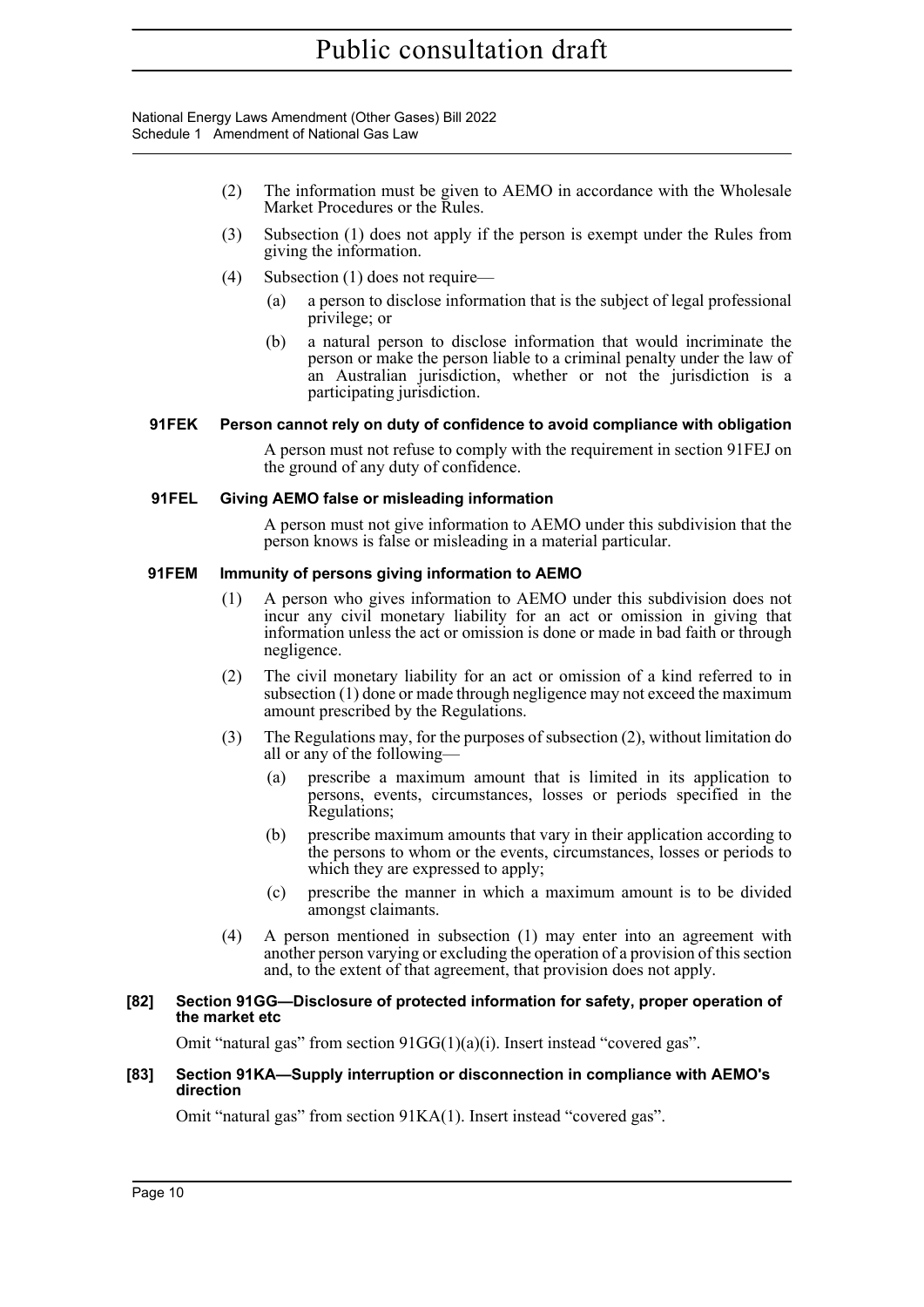(2) The information must be given to AEMO in accordance with the Wholesale Market Procedures or the Rules.

(3) Subsection (1) does not apply if the person is exempt under the Rules from giving the information.

(4) Subsection (1) does not require—

(a) a person to disclose information that is the subject of legal professional privilege; or

(b) a natural person to disclose information that would incriminate the person or make the person liable to a criminal penalty under the law of an Australian jurisdiction, whether or not the jurisdiction is a participating jurisdiction.

**91FEK Person cannot rely on duty of confidence to avoid compliance with obligation**

A person must not refuse to comply with the requirement in section 91FEJ on the ground of any duty of confidence.

**91FEL Giving AEMO false or misleading information**

A person must not give information to AEMO under this subdivision that the person knows is false or misleading in a material particular.

**91FEM Immunity of persons giving information to AEMO**

(1) A person who gives information to AEMO under this subdivision does not incur any civil monetary liability for an act or omission in giving that information unless the act or omission is done or made in bad faith or through negligence.

(2) The civil monetary liability for an act or omission of a kind referred to in subsection (1) done or made through negligence may not exceed the maximum amount prescribed by the Regulations.

(3) The Regulations may, for the purposes of subsection (2), without limitation do all or any of the following—

(a) prescribe a maximum amount that is limited in its application to persons, events, circumstances, losses or periods specified in the Regulations;

(b) prescribe maximum amounts that vary in their application according to the persons to whom or the events, circumstances, losses or periods to which they are expressed to apply;

(c) prescribe the manner in which a maximum amount is to be divided amongst claimants.

(4) A person mentioned in subsection (1) may enter into an agreement with another person varying or excluding the operation of a provision of this section and, to the extent of that agreement, that provision does not apply.

**[82] Section 91GG—Disclosure of protected information for safety, proper operation of the market etc**

Omit "natural gas" from section 91GG(1)(a)(i). Insert instead "covered gas".

**[83] Section 91KA—Supply interruption or disconnection in compliance with AEMO's direction**

Omit "natural gas" from section 91KA(1). Insert instead "covered gas".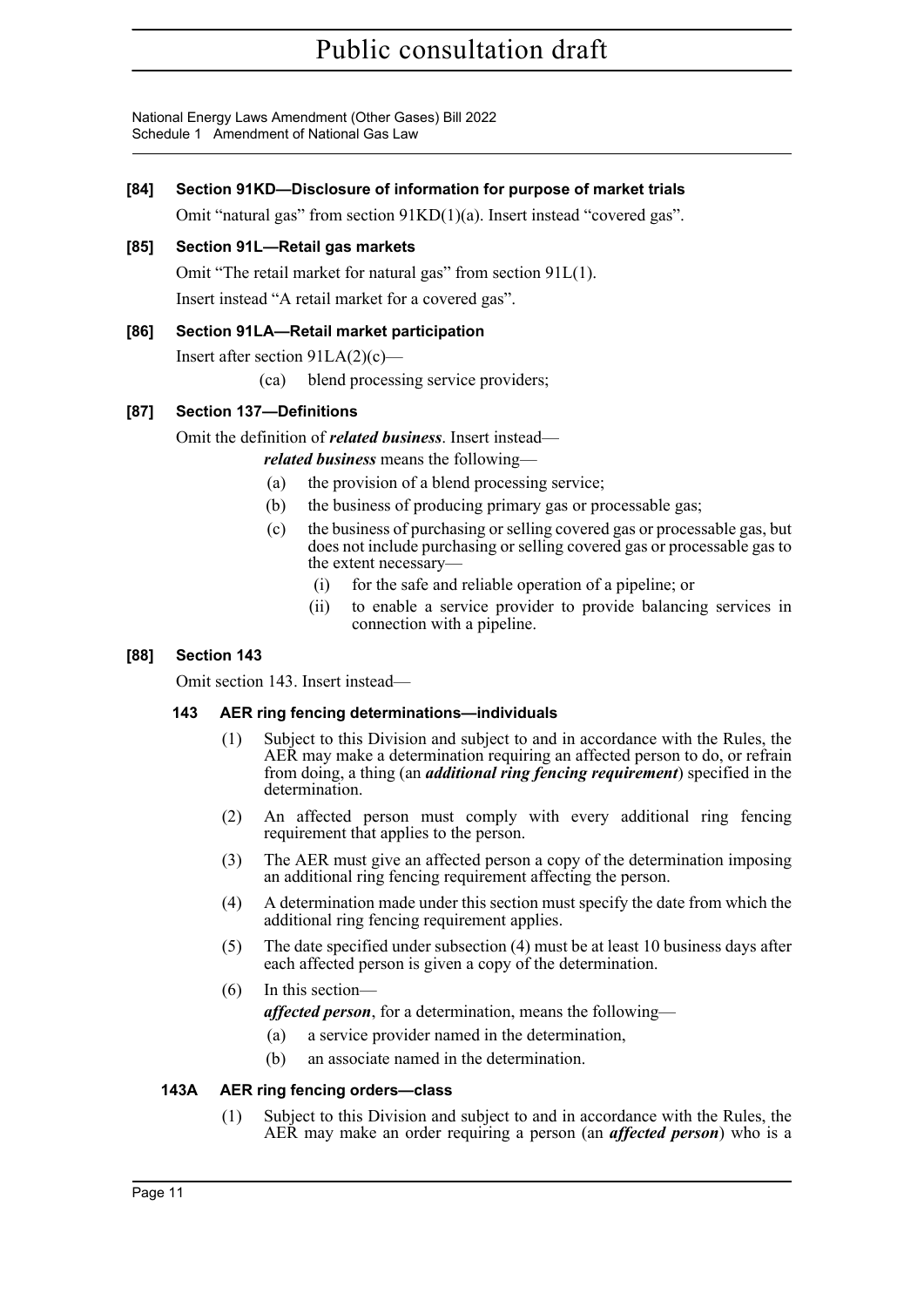**[84] Section 91KD—Disclosure of information for purpose of market trials**

Omit "natural gas" from section 91KD(1)(a). Insert instead "covered gas".

**[85] Section 91L—Retail gas markets**

Omit "The retail market for natural gas" from section 91L(1).

Insert instead "A retail market for a covered gas".

**[86] Section 91LA—Retail market participation**

Insert after section 91LA(2)(c)—

(ca) blend processing service providers;

**[87] Section 137—Definitions**

Omit the definition of ***related business***. Insert instead—

***related business*** means the following—

(a) the provision of a blend processing service;

(b) the business of producing primary gas or processable gas;

(c) the business of purchasing or selling covered gas or processable gas, but does not include purchasing or selling covered gas or processable gas to the extent necessary—

(i) for the safe and reliable operation of a pipeline; or

(ii) to enable a service provider to provide balancing services in connection with a pipeline.

**[88] Section 143**

Omit section 143. Insert instead—

**143 AER ring fencing determinations—individuals**

(1) Subject to this Division and subject to and in accordance with the Rules, the AER may make a determination requiring an affected person to do, or refrain from doing, a thing (an ***additional ring fencing requirement***) specified in the determination.

(2) An affected person must comply with every additional ring fencing requirement that applies to the person.

(3) The AER must give an affected person a copy of the determination imposing an additional ring fencing requirement affecting the person.

(4) A determination made under this section must specify the date from which the additional ring fencing requirement applies.

(5) The date specified under subsection (4) must be at least 10 business days after each affected person is given a copy of the determination.

(6) In this section—

***affected person***, for a determination, means the following—

(a) a service provider named in the determination,

(b) an associate named in the determination.

**143A AER ring fencing orders—class**

(1) Subject to this Division and subject to and in accordance with the Rules, the AER may make an order requiring a person (an ***affected person***) who is a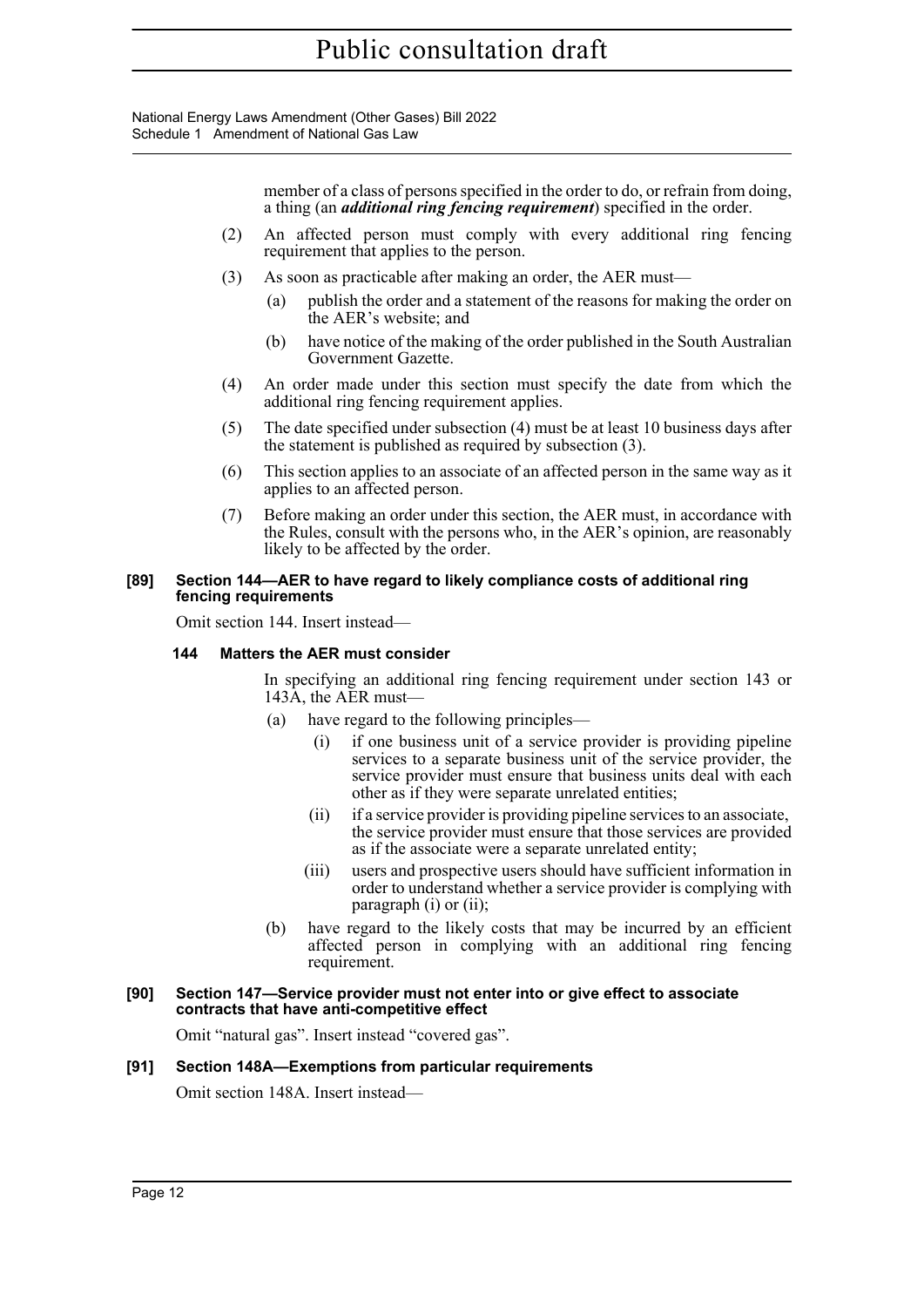member of a class of persons specified in the order to do, or refrain from doing, a thing (an ***additional ring fencing requirement***) specified in the order.

(2) An affected person must comply with every additional ring fencing requirement that applies to the person.

(3) As soon as practicable after making an order, the AER must—

(a) publish the order and a statement of the reasons for making the order on the AER's website; and

(b) have notice of the making of the order published in the South Australian Government Gazette.

(4) An order made under this section must specify the date from which the additional ring fencing requirement applies.

(5) The date specified under subsection (4) must be at least 10 business days after the statement is published as required by subsection (3).

(6) This section applies to an associate of an affected person in the same way as it applies to an affected person.

(7) Before making an order under this section, the AER must, in accordance with the Rules, consult with the persons who, in the AER's opinion, are reasonably likely to be affected by the order.

#### [89] Section 144—AER to have regard to likely compliance costs of additional ring fencing requirements

Omit section 144. Insert instead—

#### 144 Matters the AER must consider

In specifying an additional ring fencing requirement under section 143 or 143A, the AER must—

(a) have regard to the following principles—

(i) if one business unit of a service provider is providing pipeline services to a separate business unit of the service provider, the service provider must ensure that business units deal with each other as if they were separate unrelated entities;

(ii) if a service provider is providing pipeline services to an associate, the service provider must ensure that those services are provided as if the associate were a separate unrelated entity;

(iii) users and prospective users should have sufficient information in order to understand whether a service provider is complying with paragraph (i) or (ii);

(b) have regard to the likely costs that may be incurred by an efficient affected person in complying with an additional ring fencing requirement.

#### [90] Section 147—Service provider must not enter into or give effect to associate contracts that have anti-competitive effect

Omit "natural gas". Insert instead "covered gas".

#### [91] Section 148A—Exemptions from particular requirements

Omit section 148A. Insert instead—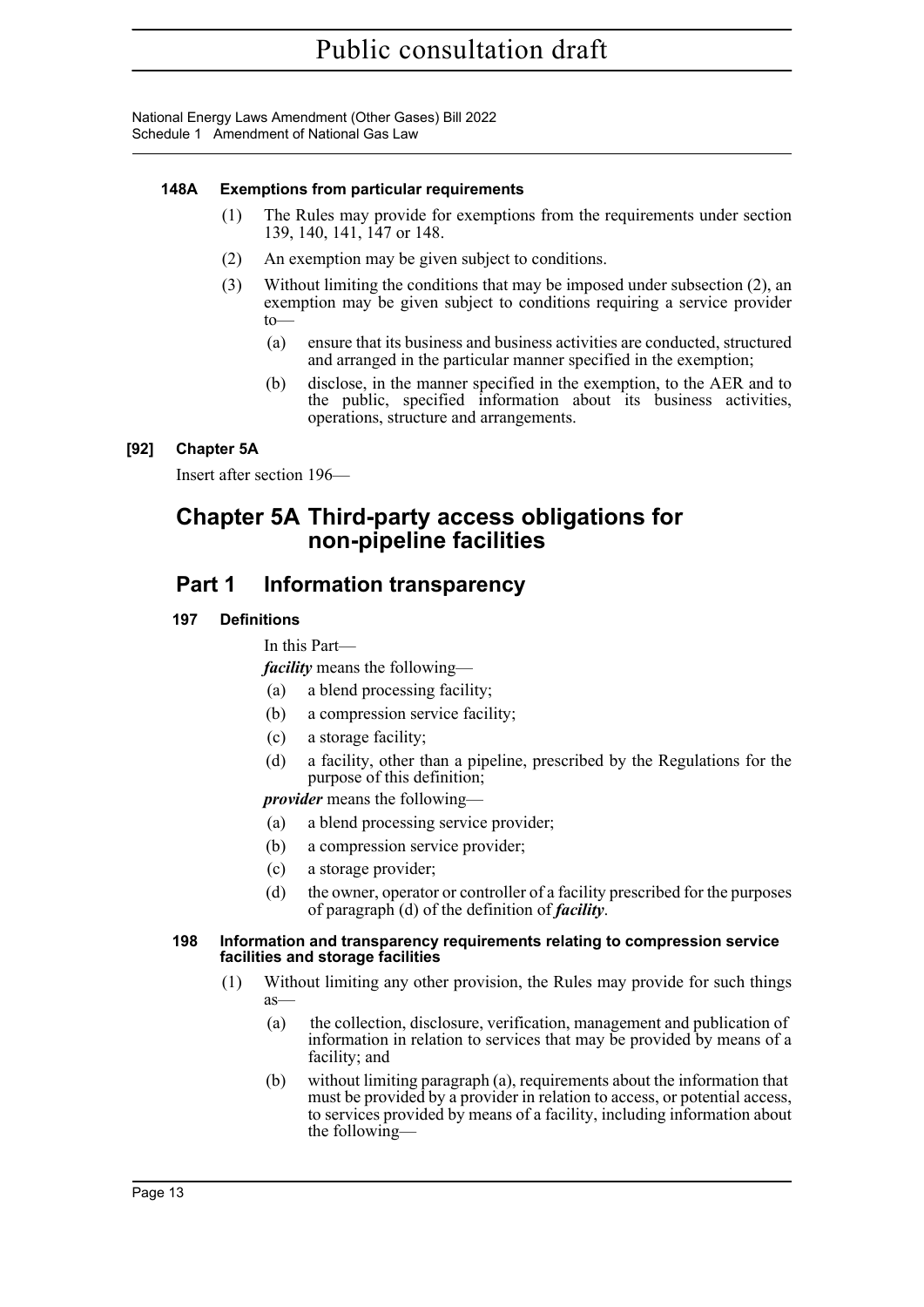#### 148A Exemptions from particular requirements

(1) The Rules may provide for exemptions from the requirements under section 139, 140, 141, 147 or 148.

(2) An exemption may be given subject to conditions.

(3) Without limiting the conditions that may be imposed under subsection (2), an exemption may be given subject to conditions requiring a service provider to—

(a) ensure that its business and business activities are conducted, structured and arranged in the particular manner specified in the exemption;

(b) disclose, in the manner specified in the exemption, to the AER and to the public, specified information about its business activities, operations, structure and arrangements.

#### [92] Chapter 5A

Insert after section 196—

# Chapter 5A Third-party access obligations for non-pipeline facilities

## Part 1 Information transparency

#### 197 Definitions

In this Part—

***facility*** means the following—

(a) a blend processing facility;

(b) a compression service facility;

(c) a storage facility;

(d) a facility, other than a pipeline, prescribed by the Regulations for the purpose of this definition;

***provider*** means the following—

(a) a blend processing service provider;

(b) a compression service provider;

(c) a storage provider;

(d) the owner, operator or controller of a facility prescribed for the purposes of paragraph (d) of the definition of ***facility***.

#### 198 Information and transparency requirements relating to compression service facilities and storage facilities

(1) Without limiting any other provision, the Rules may provide for such things as—

(a) the collection, disclosure, verification, management and publication of information in relation to services that may be provided by means of a facility; and

(b) without limiting paragraph (a), requirements about the information that must be provided by a provider in relation to access, or potential access, to services provided by means of a facility, including information about the following—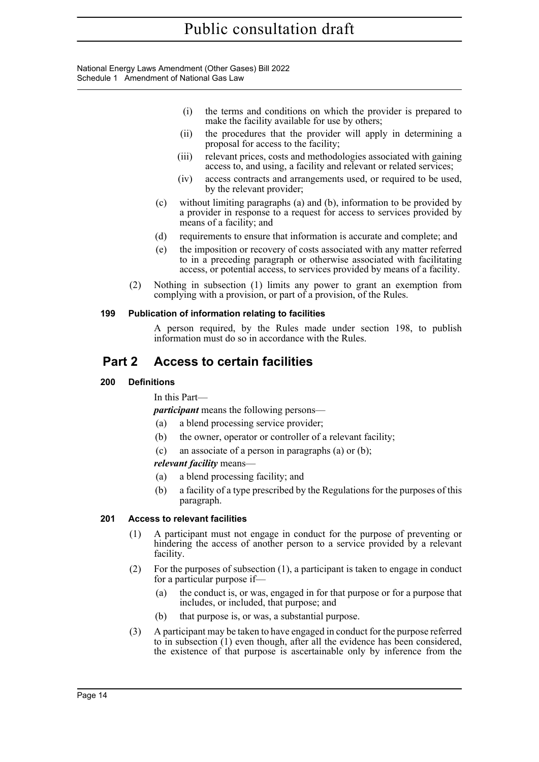(i) the terms and conditions on which the provider is prepared to make the facility available for use by others;

(ii) the procedures that the provider will apply in determining a proposal for access to the facility;

(iii) relevant prices, costs and methodologies associated with gaining access to, and using, a facility and relevant or related services;

(iv) access contracts and arrangements used, or required to be used, by the relevant provider;

(c) without limiting paragraphs (a) and (b), information to be provided by a provider in response to a request for access to services provided by means of a facility; and

(d) requirements to ensure that information is accurate and complete; and

(e) the imposition or recovery of costs associated with any matter referred to in a preceding paragraph or otherwise associated with facilitating access, or potential access, to services provided by means of a facility.

(2) Nothing in subsection (1) limits any power to grant an exemption from complying with a provision, or part of a provision, of the Rules.

#### 199 Publication of information relating to facilities

A person required, by the Rules made under section 198, to publish information must do so in accordance with the Rules.

## Part 2 Access to certain facilities

#### 200 Definitions

In this Part—

***participant*** means the following persons—

(a) a blend processing service provider;

(b) the owner, operator or controller of a relevant facility;

(c) an associate of a person in paragraphs (a) or (b);

***relevant facility*** means—

(a) a blend processing facility; and

(b) a facility of a type prescribed by the Regulations for the purposes of this paragraph.

#### 201 Access to relevant facilities

(1) A participant must not engage in conduct for the purpose of preventing or hindering the access of another person to a service provided by a relevant facility.

(2) For the purposes of subsection (1), a participant is taken to engage in conduct for a particular purpose if—

(a) the conduct is, or was, engaged in for that purpose or for a purpose that includes, or included, that purpose; and

(b) that purpose is, or was, a substantial purpose.

(3) A participant may be taken to have engaged in conduct for the purpose referred to in subsection (1) even though, after all the evidence has been considered, the existence of that purpose is ascertainable only by inference from the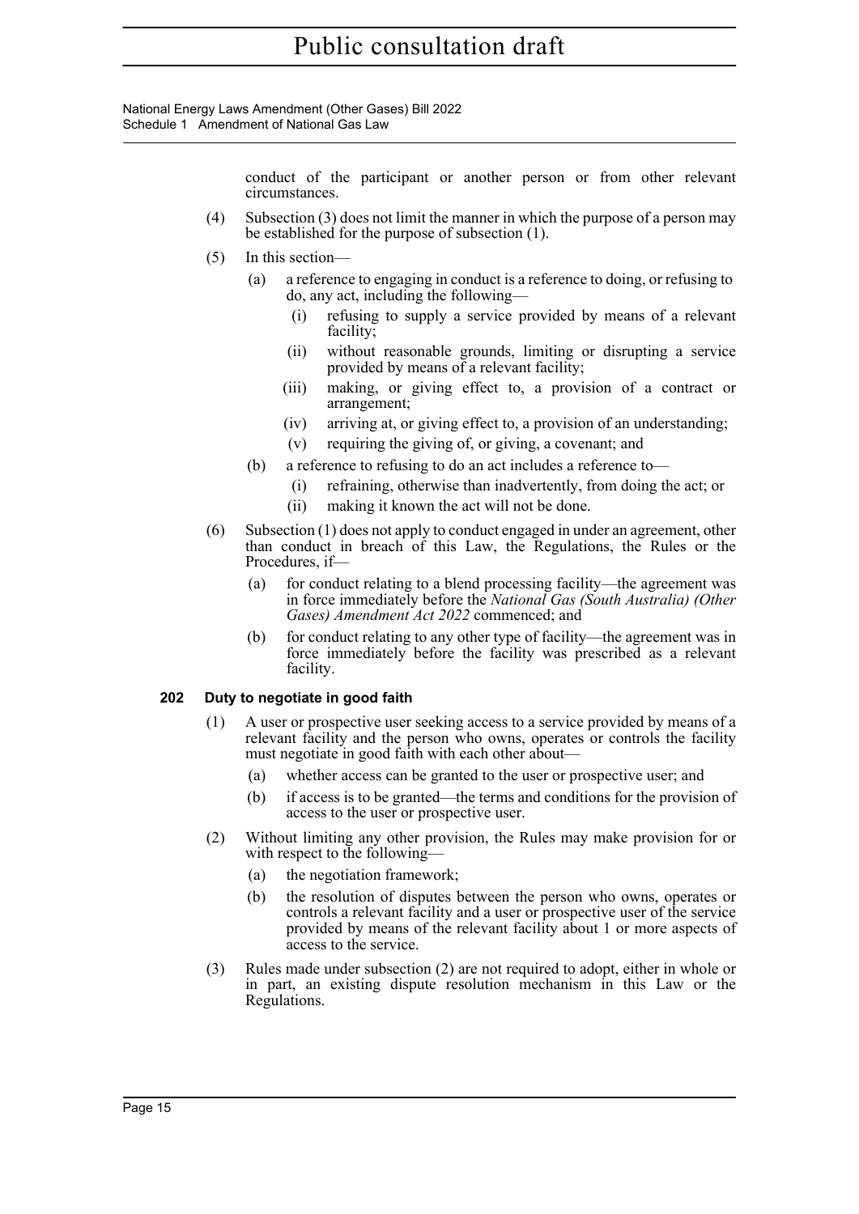conduct of the participant or another person or from other relevant circumstances.

(4) Subsection (3) does not limit the manner in which the purpose of a person may be established for the purpose of subsection (1).

(5) In this section—

(a) a reference to engaging in conduct is a reference to doing, or refusing to do, any act, including the following—

(i) refusing to supply a service provided by means of a relevant facility;

(ii) without reasonable grounds, limiting or disrupting a service provided by means of a relevant facility;

(iii) making, or giving effect to, a provision of a contract or arrangement;

(iv) arriving at, or giving effect to, a provision of an understanding;

(v) requiring the giving of, or giving, a covenant; and

(b) a reference to refusing to do an act includes a reference to—

(i) refraining, otherwise than inadvertently, from doing the act; or

(ii) making it known the act will not be done.

(6) Subsection (1) does not apply to conduct engaged in under an agreement, other than conduct in breach of this Law, the Regulations, the Rules or the Procedures, if—

(a) for conduct relating to a blend processing facility—the agreement was in force immediately before the *National Gas (South Australia) (Other Gases) Amendment Act 2022* commenced; and

(b) for conduct relating to any other type of facility—the agreement was in force immediately before the facility was prescribed as a relevant facility.

### 202 Duty to negotiate in good faith

(1) A user or prospective user seeking access to a service provided by means of a relevant facility and the person who owns, operates or controls the facility must negotiate in good faith with each other about—

(a) whether access can be granted to the user or prospective user; and

(b) if access is to be granted—the terms and conditions for the provision of access to the user or prospective user.

(2) Without limiting any other provision, the Rules may make provision for or with respect to the following—

(a) the negotiation framework;

(b) the resolution of disputes between the person who owns, operates or controls a relevant facility and a user or prospective user of the service provided by means of the relevant facility about 1 or more aspects of access to the service.

(3) Rules made under subsection (2) are not required to adopt, either in whole or in part, an existing dispute resolution mechanism in this Law or the Regulations.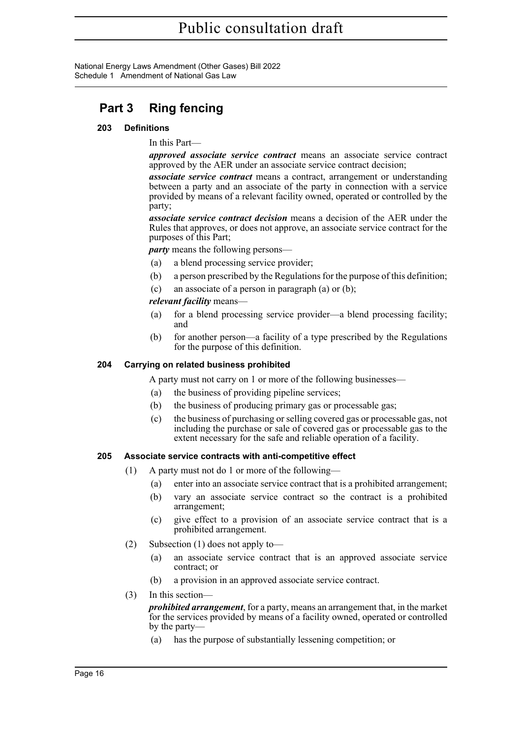## Part 3 Ring fencing

### 203 Definitions

In this Part—

***approved associate service contract*** means an associate service contract approved by the AER under an associate service contract decision;

***associate service contract*** means a contract, arrangement or understanding between a party and an associate of the party in connection with a service provided by means of a relevant facility owned, operated or controlled by the party;

***associate service contract decision*** means a decision of the AER under the Rules that approves, or does not approve, an associate service contract for the purposes of this Part;

***party*** means the following persons—

(a) a blend processing service provider;

(b) a person prescribed by the Regulations for the purpose of this definition;

(c) an associate of a person in paragraph (a) or (b);

***relevant facility*** means—

(a) for a blend processing service provider—a blend processing facility; and

(b) for another person—a facility of a type prescribed by the Regulations for the purpose of this definition.

### 204 Carrying on related business prohibited

A party must not carry on 1 or more of the following businesses—

(a) the business of providing pipeline services;

(b) the business of producing primary gas or processable gas;

(c) the business of purchasing or selling covered gas or processable gas, not including the purchase or sale of covered gas or processable gas to the extent necessary for the safe and reliable operation of a facility.

### 205 Associate service contracts with anti-competitive effect

(1) A party must not do 1 or more of the following—

(a) enter into an associate service contract that is a prohibited arrangement;

(b) vary an associate service contract so the contract is a prohibited arrangement;

(c) give effect to a provision of an associate service contract that is a prohibited arrangement.

(2) Subsection (1) does not apply to—

(a) an associate service contract that is an approved associate service contract; or

(b) a provision in an approved associate service contract.

(3) In this section—

***prohibited arrangement***, for a party, means an arrangement that, in the market for the services provided by means of a facility owned, operated or controlled by the party—

(a) has the purpose of substantially lessening competition; or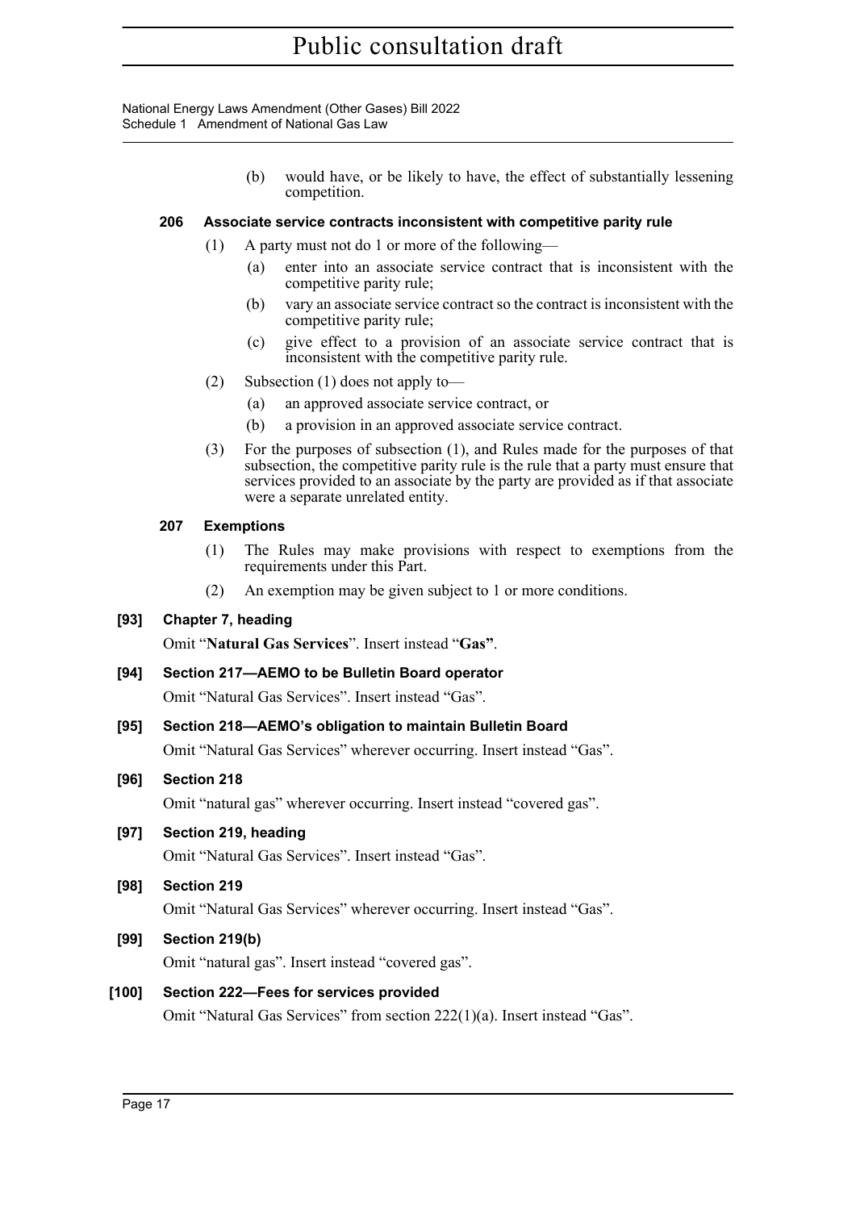(b) would have, or be likely to have, the effect of substantially lessening competition.

### 206 Associate service contracts inconsistent with competitive parity rule

(1) A party must not do 1 or more of the following—

(a) enter into an associate service contract that is inconsistent with the competitive parity rule;

(b) vary an associate service contract so the contract is inconsistent with the competitive parity rule;

(c) give effect to a provision of an associate service contract that is inconsistent with the competitive parity rule.

(2) Subsection (1) does not apply to—

(a) an approved associate service contract, or

(b) a provision in an approved associate service contract.

(3) For the purposes of subsection (1), and Rules made for the purposes of that subsection, the competitive parity rule is the rule that a party must ensure that services provided to an associate by the party are provided as if that associate were a separate unrelated entity.

### 207 Exemptions

(1) The Rules may make provisions with respect to exemptions from the requirements under this Part.

(2) An exemption may be given subject to 1 or more conditions.

### [93] Chapter 7, heading

Omit "**Natural Gas Services**". Insert instead "**Gas"**.

### [94] Section 217—AEMO to be Bulletin Board operator

Omit "Natural Gas Services". Insert instead "Gas".

### [95] Section 218—AEMO's obligation to maintain Bulletin Board

Omit "Natural Gas Services" wherever occurring. Insert instead "Gas".

### [96] Section 218

Omit "natural gas" wherever occurring. Insert instead "covered gas".

### [97] Section 219, heading

Omit "Natural Gas Services". Insert instead "Gas".

### [98] Section 219

Omit "Natural Gas Services" wherever occurring. Insert instead "Gas".

### [99] Section 219(b)

Omit "natural gas". Insert instead "covered gas".

### [100] Section 222—Fees for services provided

Omit "Natural Gas Services" from section 222(1)(a). Insert instead "Gas".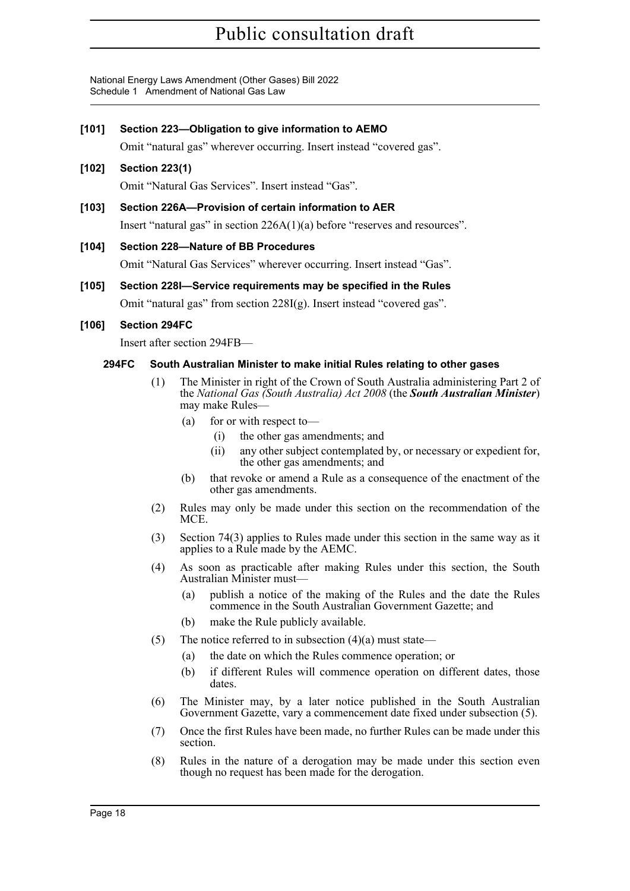**[101] Section 223—Obligation to give information to AEMO**

Omit "natural gas" wherever occurring. Insert instead "covered gas".

**[102] Section 223(1)**

Omit "Natural Gas Services". Insert instead "Gas".

**[103] Section 226A—Provision of certain information to AER**

Insert "natural gas" in section 226A(1)(a) before "reserves and resources".

**[104] Section 228—Nature of BB Procedures**

Omit "Natural Gas Services" wherever occurring. Insert instead "Gas".

**[105] Section 228I—Service requirements may be specified in the Rules**

Omit "natural gas" from section 228I(g). Insert instead "covered gas".

**[106] Section 294FC**

Insert after section 294FB—

**294FC South Australian Minister to make initial Rules relating to other gases**

(1) The Minister in right of the Crown of South Australia administering Part 2 of the *National Gas (South Australia) Act 2008* (the ***South Australian Minister***) may make Rules—

(a) for or with respect to—

(i) the other gas amendments; and

(ii) any other subject contemplated by, or necessary or expedient for, the other gas amendments; and

(b) that revoke or amend a Rule as a consequence of the enactment of the other gas amendments.

(2) Rules may only be made under this section on the recommendation of the MCE.

(3) Section 74(3) applies to Rules made under this section in the same way as it applies to a Rule made by the AEMC.

(4) As soon as practicable after making Rules under this section, the South Australian Minister must—

(a) publish a notice of the making of the Rules and the date the Rules commence in the South Australian Government Gazette; and

(b) make the Rule publicly available.

(5) The notice referred to in subsection (4)(a) must state—

(a) the date on which the Rules commence operation; or

(b) if different Rules will commence operation on different dates, those dates.

(6) The Minister may, by a later notice published in the South Australian Government Gazette, vary a commencement date fixed under subsection (5).

(7) Once the first Rules have been made, no further Rules can be made under this section.

(8) Rules in the nature of a derogation may be made under this section even though no request has been made for the derogation.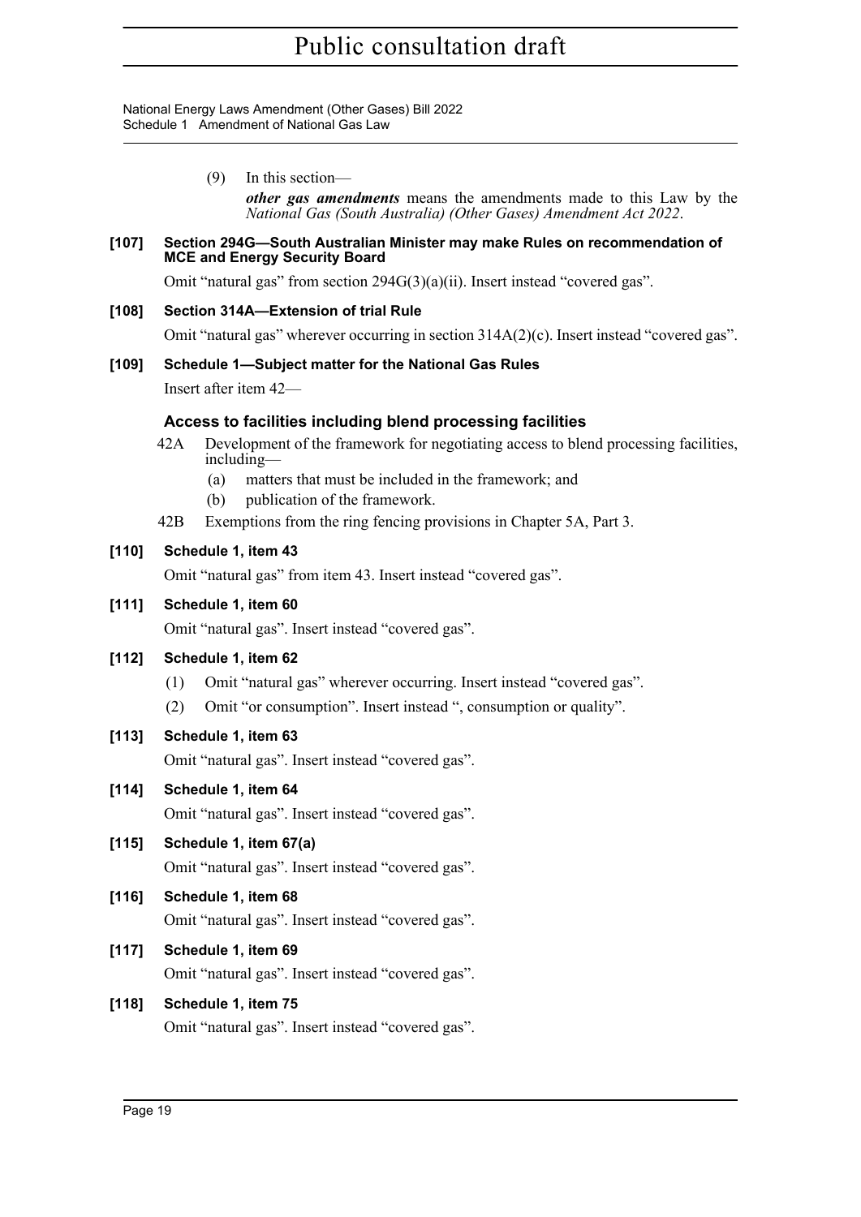(9) In this section—

*other gas amendments* means the amendments made to this Law by the *National Gas (South Australia) (Other Gases) Amendment Act 2022*.

**[107] Section 294G—South Australian Minister may make Rules on recommendation of MCE and Energy Security Board**

Omit "natural gas" from section 294G(3)(a)(ii). Insert instead "covered gas".

**[108] Section 314A—Extension of trial Rule**

Omit "natural gas" wherever occurring in section 314A(2)(c). Insert instead "covered gas".

**[109] Schedule 1—Subject matter for the National Gas Rules**

Insert after item 42—

**Access to facilities including blend processing facilities**

42A Development of the framework for negotiating access to blend processing facilities, including—

(a) matters that must be included in the framework; and

(b) publication of the framework.

42B Exemptions from the ring fencing provisions in Chapter 5A, Part 3.

**[110] Schedule 1, item 43**

Omit "natural gas" from item 43. Insert instead "covered gas".

**[111] Schedule 1, item 60**

Omit "natural gas". Insert instead "covered gas".

**[112] Schedule 1, item 62**

(1) Omit "natural gas" wherever occurring. Insert instead "covered gas".

(2) Omit "or consumption". Insert instead ", consumption or quality".

**[113] Schedule 1, item 63**

Omit "natural gas". Insert instead "covered gas".

**[114] Schedule 1, item 64**

Omit "natural gas". Insert instead "covered gas".

**[115] Schedule 1, item 67(a)**

Omit "natural gas". Insert instead "covered gas".

**[116] Schedule 1, item 68**

Omit "natural gas". Insert instead "covered gas".

**[117] Schedule 1, item 69**

Omit "natural gas". Insert instead "covered gas".

**[118] Schedule 1, item 75**

Omit "natural gas". Insert instead "covered gas".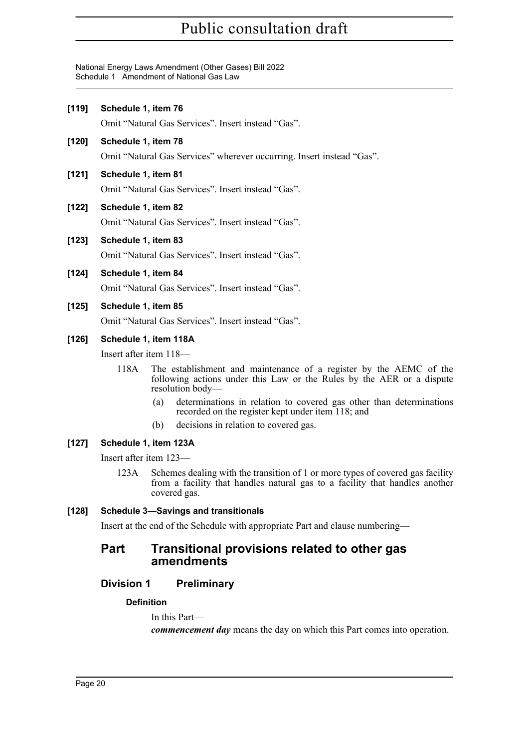**[119] Schedule 1, item 76**

Omit “Natural Gas Services”. Insert instead “Gas”.

**[120] Schedule 1, item 78**

Omit “Natural Gas Services” wherever occurring. Insert instead “Gas”.

**[121] Schedule 1, item 81**

Omit “Natural Gas Services”. Insert instead “Gas”.

**[122] Schedule 1, item 82**

Omit “Natural Gas Services”. Insert instead “Gas”.

**[123] Schedule 1, item 83**

Omit “Natural Gas Services”. Insert instead “Gas”.

**[124] Schedule 1, item 84**

Omit “Natural Gas Services”. Insert instead “Gas”.

**[125] Schedule 1, item 85**

Omit “Natural Gas Services”. Insert instead “Gas”.

**[126] Schedule 1, item 118A**

Insert after item 118—

118A The establishment and maintenance of a register by the AEMC of the following actions under this Law or the Rules by the AER or a dispute resolution body—

(a) determinations in relation to covered gas other than determinations recorded on the register kept under item 118; and

(b) decisions in relation to covered gas.

**[127] Schedule 1, item 123A**

Insert after item 123—

123A Schemes dealing with the transition of 1 or more types of covered gas facility from a facility that handles natural gas to a facility that handles another covered gas.

**[128] Schedule 3—Savings and transitionals**

Insert at the end of the Schedule with appropriate Part and clause numbering—

## Part Transitional provisions related to other gas amendments

### Division 1 Preliminary

**Definition**

In this Part—

***commencement day*** means the day on which this Part comes into operation.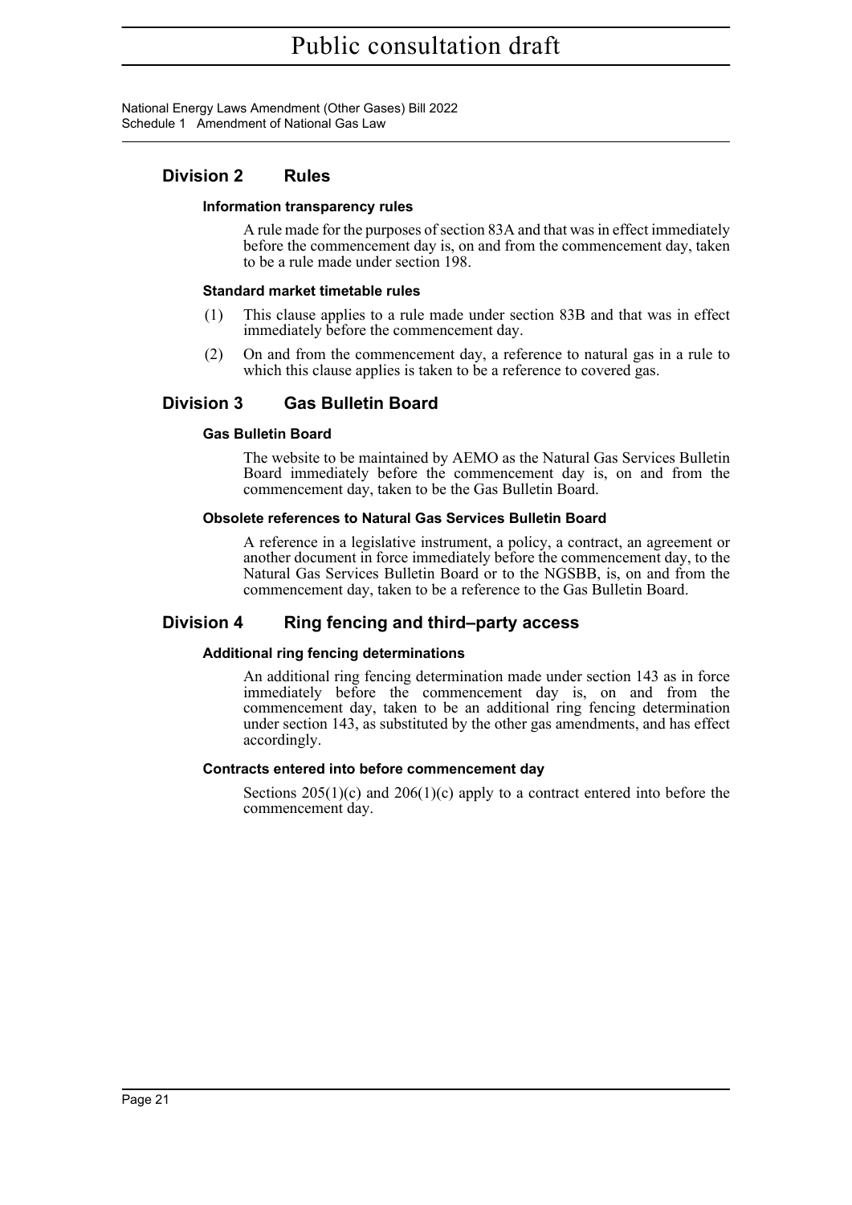## Division 2 Rules

#### Information transparency rules

A rule made for the purposes of section 83A and that was in effect immediately before the commencement day is, on and from the commencement day, taken to be a rule made under section 198.

#### Standard market timetable rules

(1) This clause applies to a rule made under section 83B and that was in effect immediately before the commencement day.

(2) On and from the commencement day, a reference to natural gas in a rule to which this clause applies is taken to be a reference to covered gas.

## Division 3 Gas Bulletin Board

#### Gas Bulletin Board

The website to be maintained by AEMO as the Natural Gas Services Bulletin Board immediately before the commencement day is, on and from the commencement day, taken to be the Gas Bulletin Board.

#### Obsolete references to Natural Gas Services Bulletin Board

A reference in a legislative instrument, a policy, a contract, an agreement or another document in force immediately before the commencement day, to the Natural Gas Services Bulletin Board or to the NGSBB, is, on and from the commencement day, taken to be a reference to the Gas Bulletin Board.

## Division 4 Ring fencing and third–party access

#### Additional ring fencing determinations

An additional ring fencing determination made under section 143 as in force immediately before the commencement day is, on and from the commencement day, taken to be an additional ring fencing determination under section 143, as substituted by the other gas amendments, and has effect accordingly.

#### Contracts entered into before commencement day

Sections 205(1)(c) and 206(1)(c) apply to a contract entered into before the commencement day.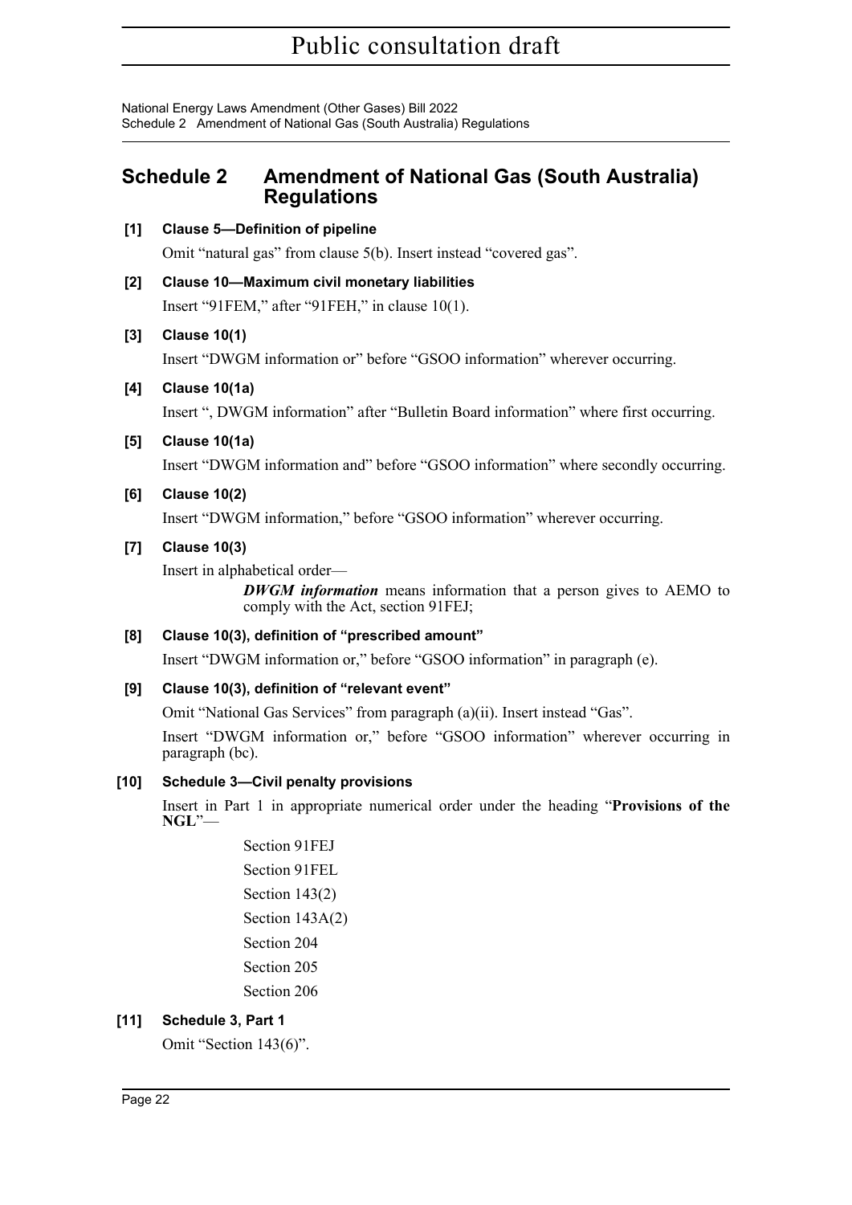## Schedule 2 Amendment of National Gas (South Australia) Regulations

**[1] Clause 5—Definition of pipeline**

Omit “natural gas” from clause 5(b). Insert instead “covered gas”.

**[2] Clause 10—Maximum civil monetary liabilities**

Insert “91FEM,” after “91FEH,” in clause 10(1).

**[3] Clause 10(1)**

Insert “DWGM information or” before “GSOO information” wherever occurring.

**[4] Clause 10(1a)**

Insert “, DWGM information” after “Bulletin Board information” where first occurring.

**[5] Clause 10(1a)**

Insert “DWGM information and” before “GSOO information” where secondly occurring.

**[6] Clause 10(2)**

Insert “DWGM information,” before “GSOO information” wherever occurring.

**[7] Clause 10(3)**

Insert in alphabetical order—

> ***DWGM information*** means information that a person gives to AEMO to comply with the Act, section 91FEJ;

**[8] Clause 10(3), definition of “prescribed amount”**

Insert “DWGM information or,” before “GSOO information” in paragraph (e).

**[9] Clause 10(3), definition of “relevant event”**

Omit “National Gas Services” from paragraph (a)(ii). Insert instead “Gas”.

Insert “DWGM information or,” before “GSOO information” wherever occurring in paragraph (bc).

**[10] Schedule 3—Civil penalty provisions**

Insert in Part 1 in appropriate numerical order under the heading “**Provisions of the NGL**”—

> Section 91FEJ
>
> Section 91FEL
>
> Section 143(2)
>
> Section 143A(2)
>
> Section 204
>
> Section 205
>
> Section 206

**[11] Schedule 3, Part 1**

Omit “Section 143(6)”.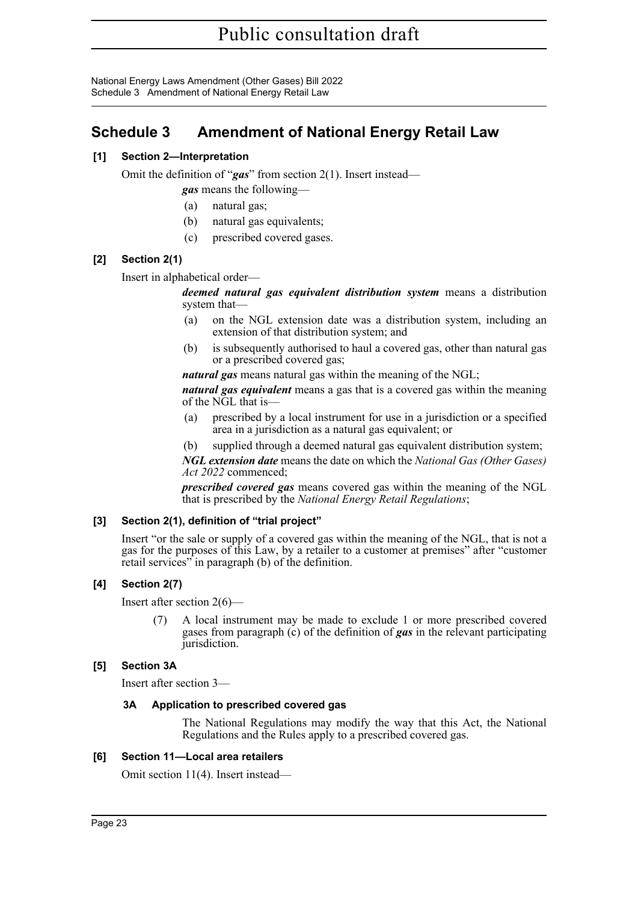# Schedule 3 Amendment of National Energy Retail Law

### [1] Section 2—Interpretation

Omit the definition of "***gas***" from section 2(1). Insert instead—

***gas*** means the following—

(a) natural gas;

(b) natural gas equivalents;

(c) prescribed covered gases.

### [2] Section 2(1)

Insert in alphabetical order—

***deemed natural gas equivalent distribution system*** means a distribution system that—

(a) on the NGL extension date was a distribution system, including an extension of that distribution system; and

(b) is subsequently authorised to haul a covered gas, other than natural gas or a prescribed covered gas;

***natural gas*** means natural gas within the meaning of the NGL;

***natural gas equivalent*** means a gas that is a covered gas within the meaning of the NGL that is—

(a) prescribed by a local instrument for use in a jurisdiction or a specified area in a jurisdiction as a natural gas equivalent; or

(b) supplied through a deemed natural gas equivalent distribution system;

***NGL extension date*** means the date on which the *National Gas (Other Gases) Act 2022* commenced;

***prescribed covered gas*** means covered gas within the meaning of the NGL that is prescribed by the *National Energy Retail Regulations*;

### [3] Section 2(1), definition of "trial project"

Insert "or the sale or supply of a covered gas within the meaning of the NGL, that is not a gas for the purposes of this Law, by a retailer to a customer at premises" after "customer retail services" in paragraph (b) of the definition.

### [4] Section 2(7)

Insert after section 2(6)—

(7) A local instrument may be made to exclude 1 or more prescribed covered gases from paragraph (c) of the definition of ***gas*** in the relevant participating jurisdiction.

### [5] Section 3A

Insert after section 3—

#### 3A Application to prescribed covered gas

The National Regulations may modify the way that this Act, the National Regulations and the Rules apply to a prescribed covered gas.

### [6] Section 11—Local area retailers

Omit section 11(4). Insert instead—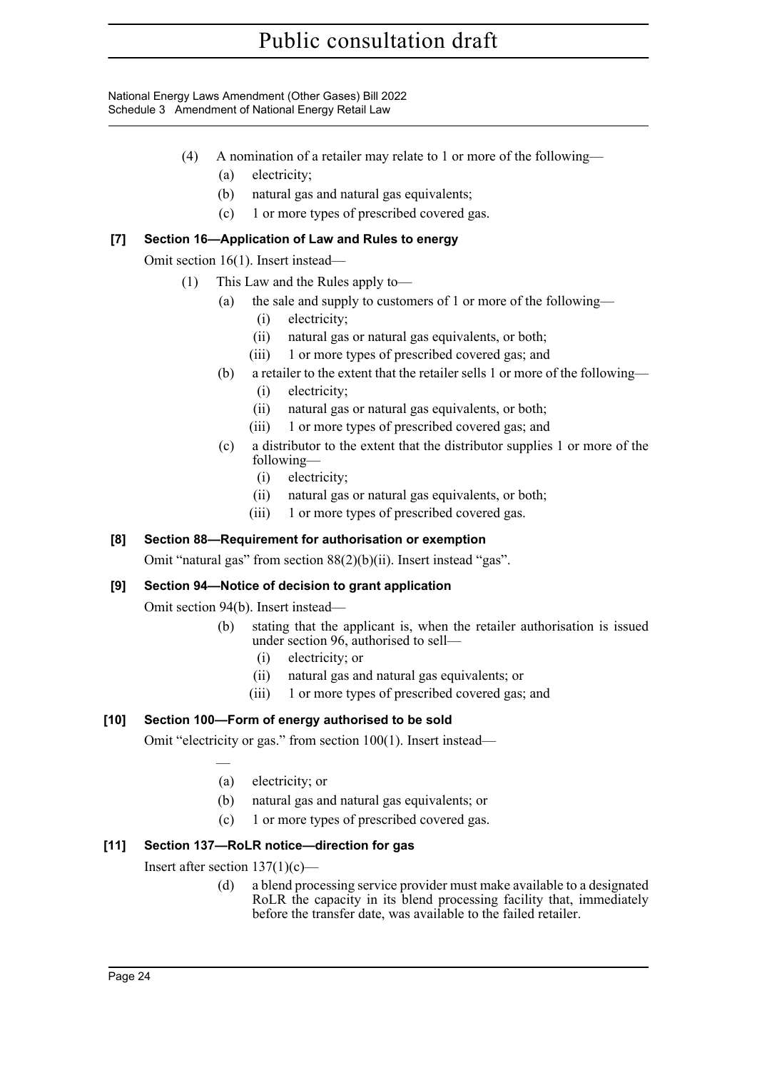(4) A nomination of a retailer may relate to 1 or more of the following—

(a) electricity;

(b) natural gas and natural gas equivalents;

(c) 1 or more types of prescribed covered gas.

**[7] Section 16—Application of Law and Rules to energy**

Omit section 16(1). Insert instead—

(1) This Law and the Rules apply to—

(a) the sale and supply to customers of 1 or more of the following—

(i) electricity;

(ii) natural gas or natural gas equivalents, or both;

(iii) 1 or more types of prescribed covered gas; and

(b) a retailer to the extent that the retailer sells 1 or more of the following—

(i) electricity;

(ii) natural gas or natural gas equivalents, or both;

(iii) 1 or more types of prescribed covered gas; and

(c) a distributor to the extent that the distributor supplies 1 or more of the following—

(i) electricity;

(ii) natural gas or natural gas equivalents, or both;

(iii) 1 or more types of prescribed covered gas.

**[8] Section 88—Requirement for authorisation or exemption**

Omit "natural gas" from section 88(2)(b)(ii). Insert instead "gas".

**[9] Section 94—Notice of decision to grant application**

Omit section 94(b). Insert instead—

(b) stating that the applicant is, when the retailer authorisation is issued under section 96, authorised to sell—

(i) electricity; or

(ii) natural gas and natural gas equivalents; or

(iii) 1 or more types of prescribed covered gas; and

**[10] Section 100—Form of energy authorised to be sold**

Omit "electricity or gas." from section 100(1). Insert instead—

—

(a) electricity; or

(b) natural gas and natural gas equivalents; or

(c) 1 or more types of prescribed covered gas.

**[11] Section 137—RoLR notice—direction for gas**

Insert after section 137(1)(c)—

(d) a blend processing service provider must make available to a designated RoLR the capacity in its blend processing facility that, immediately before the transfer date, was available to the failed retailer.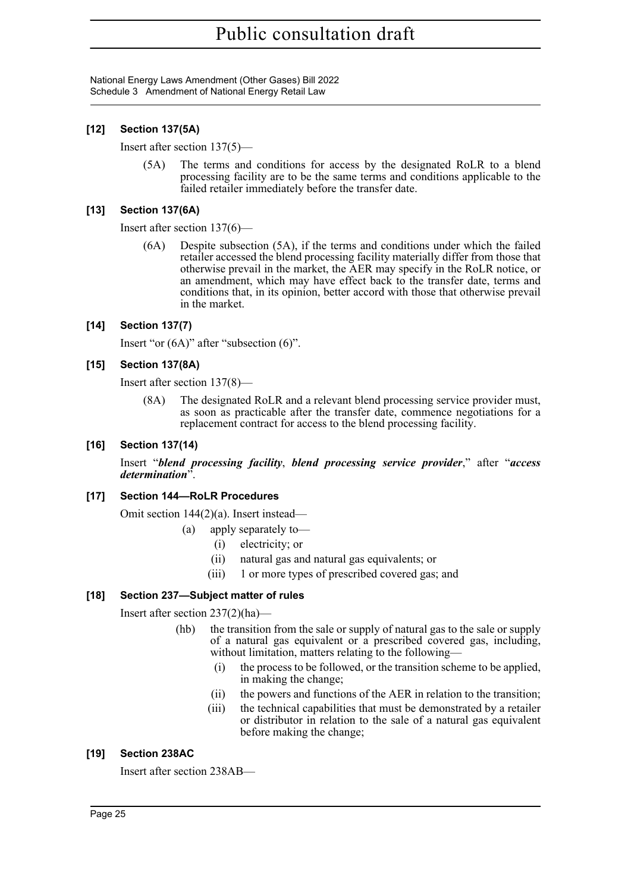#### [12] Section 137(5A)

Insert after section 137(5)—

(5A) The terms and conditions for access by the designated RoLR to a blend processing facility are to be the same terms and conditions applicable to the failed retailer immediately before the transfer date.

#### [13] Section 137(6A)

Insert after section 137(6)—

(6A) Despite subsection (5A), if the terms and conditions under which the failed retailer accessed the blend processing facility materially differ from those that otherwise prevail in the market, the AER may specify in the RoLR notice, or an amendment, which may have effect back to the transfer date, terms and conditions that, in its opinion, better accord with those that otherwise prevail in the market.

#### [14] Section 137(7)

Insert "or (6A)" after "subsection (6)".

#### [15] Section 137(8A)

Insert after section 137(8)—

(8A) The designated RoLR and a relevant blend processing service provider must, as soon as practicable after the transfer date, commence negotiations for a replacement contract for access to the blend processing facility.

#### [16] Section 137(14)

Insert "***blend processing facility***, ***blend processing service provider***," after "***access determination***".

#### [17] Section 144—RoLR Procedures

Omit section 144(2)(a). Insert instead—

- (a) apply separately to—
  - (i) electricity; or
  - (ii) natural gas and natural gas equivalents; or
  - (iii) 1 or more types of prescribed covered gas; and

#### [18] Section 237—Subject matter of rules

Insert after section 237(2)(ha)—

- (hb) the transition from the sale or supply of natural gas to the sale or supply of a natural gas equivalent or a prescribed covered gas, including, without limitation, matters relating to the following—
  - (i) the process to be followed, or the transition scheme to be applied, in making the change;
  - (ii) the powers and functions of the AER in relation to the transition;
  - (iii) the technical capabilities that must be demonstrated by a retailer or distributor in relation to the sale of a natural gas equivalent before making the change;

#### [19] Section 238AC

Insert after section 238AB—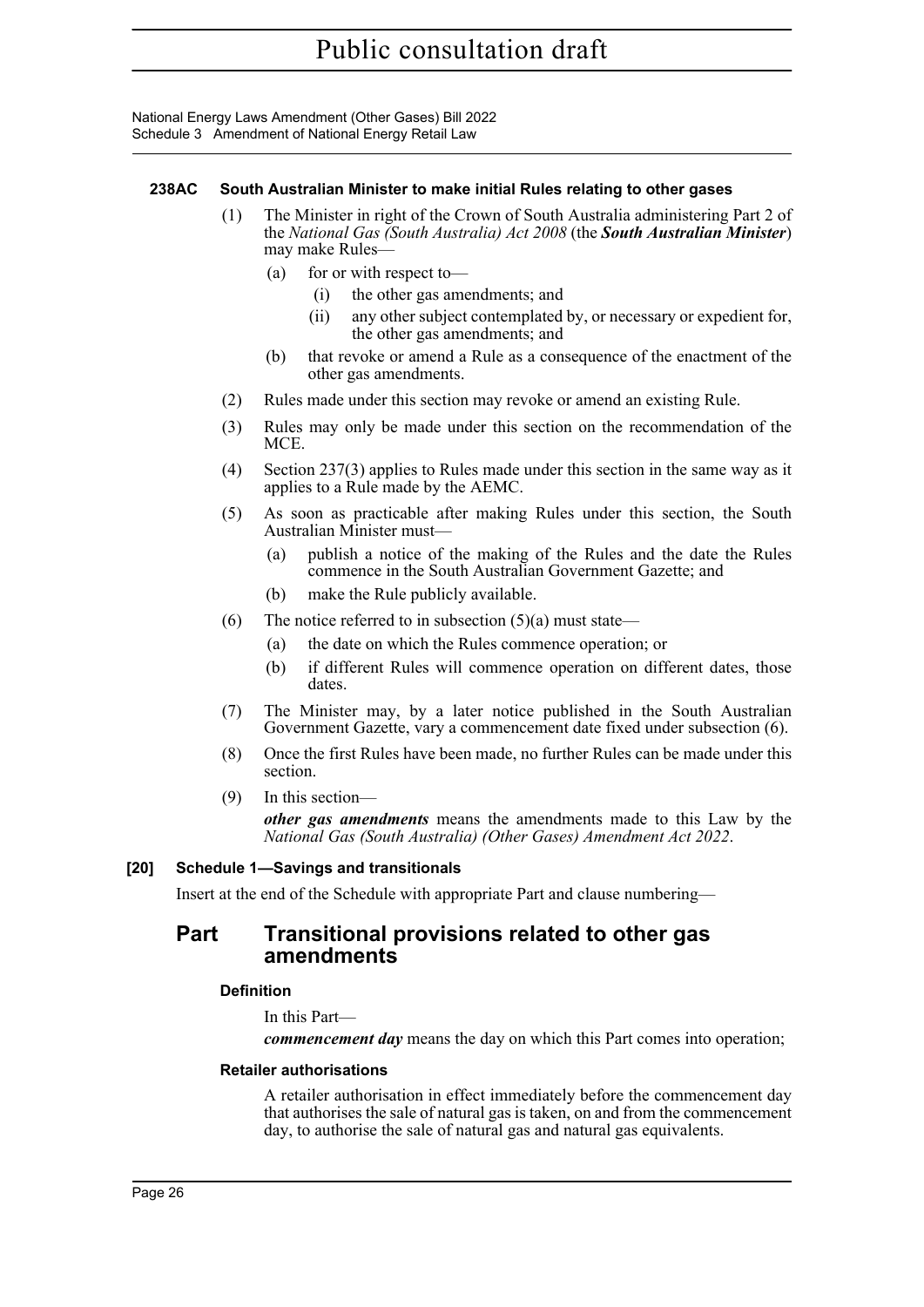**238AC South Australian Minister to make initial Rules relating to other gases**

(1) The Minister in right of the Crown of South Australia administering Part 2 of the *National Gas (South Australia) Act 2008* (the ***South Australian Minister***) may make Rules—

- (a) for or with respect to—
  - (i) the other gas amendments; and
  - (ii) any other subject contemplated by, or necessary or expedient for, the other gas amendments; and
- (b) that revoke or amend a Rule as a consequence of the enactment of the other gas amendments.

(2) Rules made under this section may revoke or amend an existing Rule.

(3) Rules may only be made under this section on the recommendation of the MCE.

(4) Section 237(3) applies to Rules made under this section in the same way as it applies to a Rule made by the AEMC.

(5) As soon as practicable after making Rules under this section, the South Australian Minister must—

- (a) publish a notice of the making of the Rules and the date the Rules commence in the South Australian Government Gazette; and
- (b) make the Rule publicly available.

(6) The notice referred to in subsection (5)(a) must state—

- (a) the date on which the Rules commence operation; or
- (b) if different Rules will commence operation on different dates, those dates.

(7) The Minister may, by a later notice published in the South Australian Government Gazette, vary a commencement date fixed under subsection (6).

(8) Once the first Rules have been made, no further Rules can be made under this section.

(9) In this section—

***other gas amendments*** means the amendments made to this Law by the *National Gas (South Australia) (Other Gases) Amendment Act 2022*.

**[20] Schedule 1—Savings and transitionals**

Insert at the end of the Schedule with appropriate Part and clause numbering—

## Part Transitional provisions related to other gas amendments

**Definition**

In this Part—

***commencement day*** means the day on which this Part comes into operation;

**Retailer authorisations**

A retailer authorisation in effect immediately before the commencement day that authorises the sale of natural gas is taken, on and from the commencement day, to authorise the sale of natural gas and natural gas equivalents.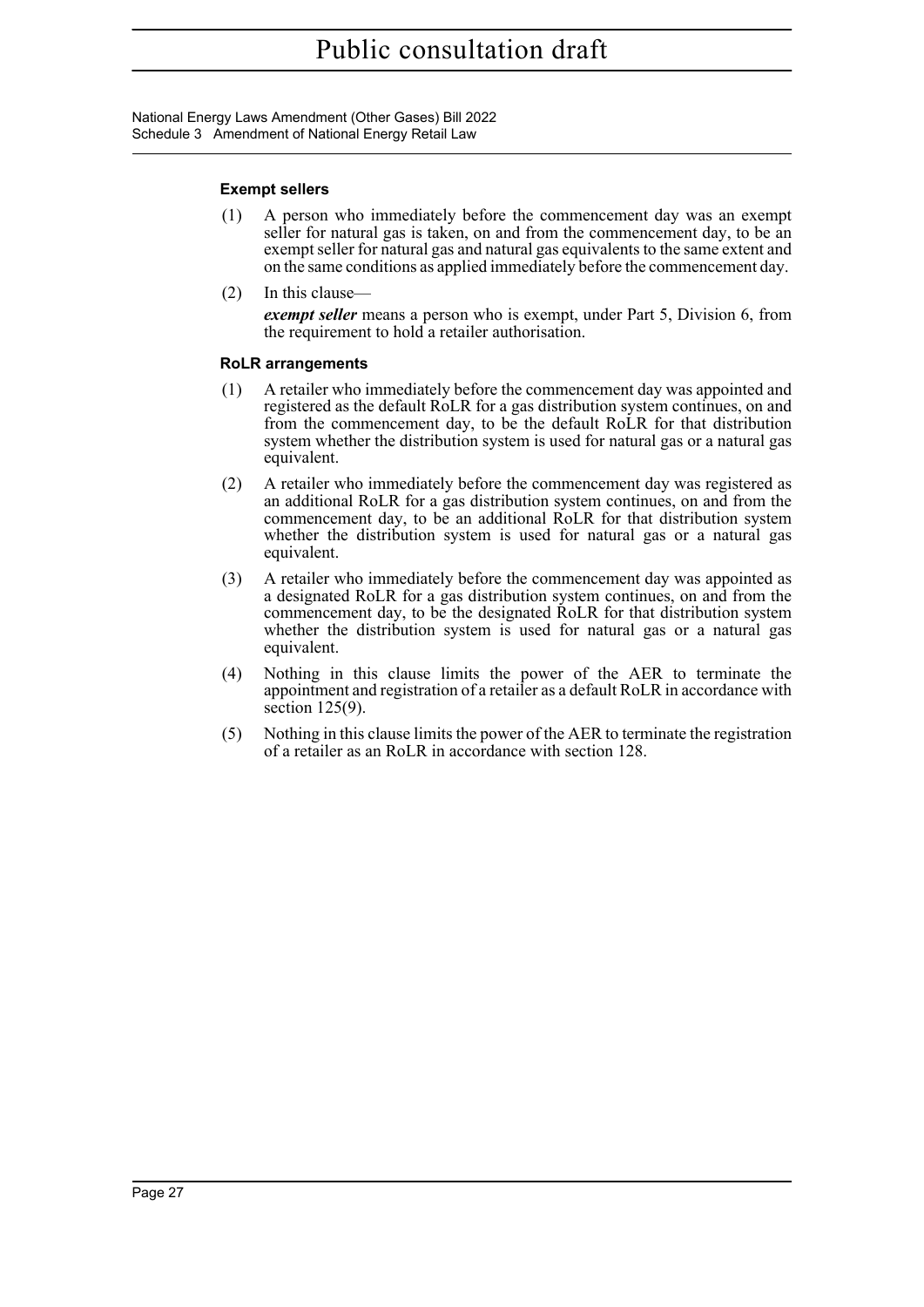#### Exempt sellers

(1) A person who immediately before the commencement day was an exempt seller for natural gas is taken, on and from the commencement day, to be an exempt seller for natural gas and natural gas equivalents to the same extent and on the same conditions as applied immediately before the commencement day.

(2) In this clause—

***exempt seller*** means a person who is exempt, under Part 5, Division 6, from the requirement to hold a retailer authorisation.

#### RoLR arrangements

(1) A retailer who immediately before the commencement day was appointed and registered as the default RoLR for a gas distribution system continues, on and from the commencement day, to be the default RoLR for that distribution system whether the distribution system is used for natural gas or a natural gas equivalent.

(2) A retailer who immediately before the commencement day was registered as an additional RoLR for a gas distribution system continues, on and from the commencement day, to be an additional RoLR for that distribution system whether the distribution system is used for natural gas or a natural gas equivalent.

(3) A retailer who immediately before the commencement day was appointed as a designated RoLR for a gas distribution system continues, on and from the commencement day, to be the designated RoLR for that distribution system whether the distribution system is used for natural gas or a natural gas equivalent.

(4) Nothing in this clause limits the power of the AER to terminate the appointment and registration of a retailer as a default RoLR in accordance with section 125(9).

(5) Nothing in this clause limits the power of the AER to terminate the registration of a retailer as an RoLR in accordance with section 128.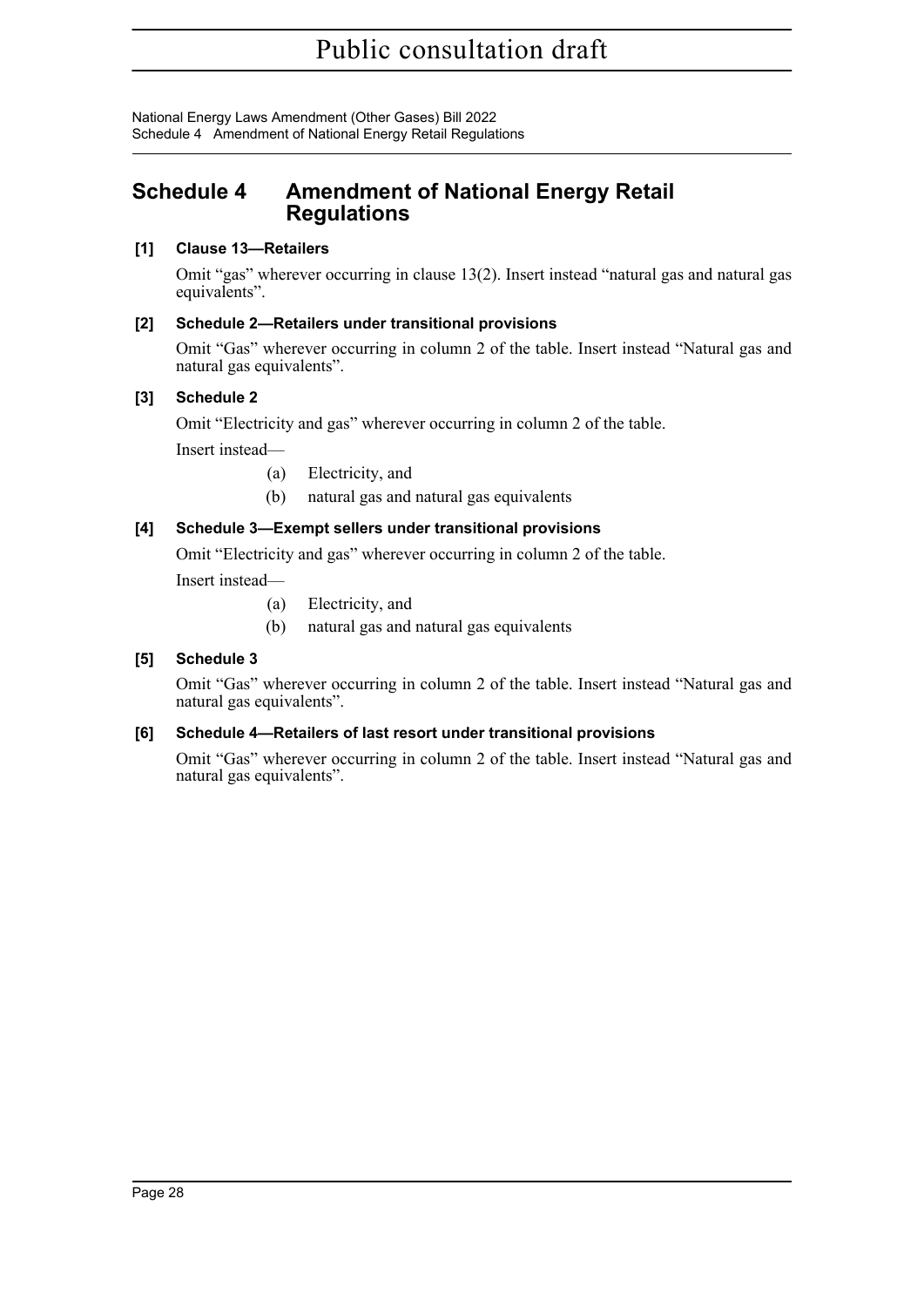# Schedule 4 Amendment of National Energy Retail Regulations

### [1] Clause 13—Retailers

Omit "gas" wherever occurring in clause 13(2). Insert instead "natural gas and natural gas equivalents".

### [2] Schedule 2—Retailers under transitional provisions

Omit "Gas" wherever occurring in column 2 of the table. Insert instead "Natural gas and natural gas equivalents".

### [3] Schedule 2

Omit "Electricity and gas" wherever occurring in column 2 of the table.

Insert instead—

- (a) Electricity, and
- (b) natural gas and natural gas equivalents

### [4] Schedule 3—Exempt sellers under transitional provisions

Omit "Electricity and gas" wherever occurring in column 2 of the table.

Insert instead—

- (a) Electricity, and
- (b) natural gas and natural gas equivalents

### [5] Schedule 3

Omit "Gas" wherever occurring in column 2 of the table. Insert instead "Natural gas and natural gas equivalents".

### [6] Schedule 4—Retailers of last resort under transitional provisions

Omit "Gas" wherever occurring in column 2 of the table. Insert instead "Natural gas and natural gas equivalents".